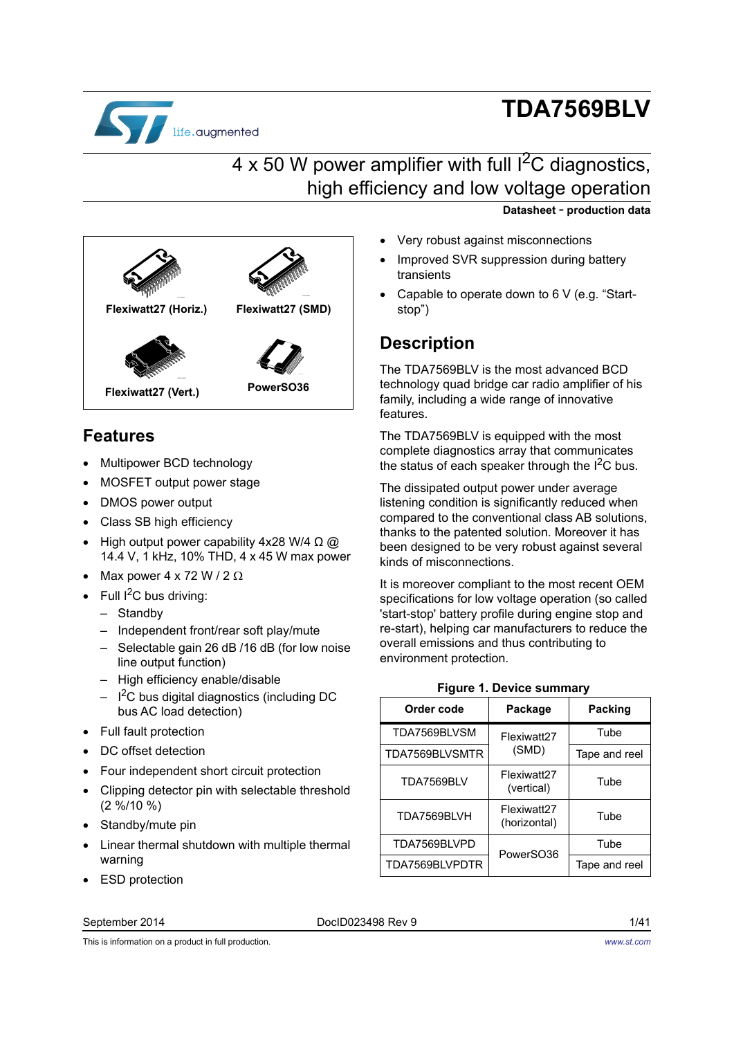# TDA7569BLV

## 4 x 50 W power amplifier with full $I^2C$ diagnostics, high efficiency and low voltage operation

**Datasheet - production data**

Flexiwatt27 (Horiz.) | Flexiwatt27 (SMD) | Flexiwatt27 (Vert.) | PowerSO36

## Features

- Multipower BCD technology
- MOSFET output power stage
- DMOS power output
- Class SB high efficiency
- High output power capability 4x28 W/4 Ω @ 14.4 V, 1 kHz, 10% THD, 4 x 45 W max power
- Max power 4 x 72 W / 2 Ω
- Full $I^2C$ bus driving:
  - Standby
  - Independent front/rear soft play/mute
  - Selectable gain 26 dB /16 dB (for low noise line output function)
  - High efficiency enable/disable
  - $I^2C$ bus digital diagnostics (including DC bus AC load detection)
- Full fault protection
- DC offset detection
- Four independent short circuit protection
- Clipping detector pin with selectable threshold (2 %/10 %)
- Standby/mute pin
- Linear thermal shutdown with multiple thermal warning
- ESD protection
- Very robust against misconnections
- Improved SVR suppression during battery transients
- Capable to operate down to 6 V (e.g. “Start-stop”)

## Description

The TDA7569BLV is the most advanced BCD technology quad bridge car radio amplifier of his family, including a wide range of innovative features.

The TDA7569BLV is equipped with the most complete diagnostics array that communicates the status of each speaker through the $I^2C$ bus.

The dissipated output power under average listening condition is significantly reduced when compared to the conventional class AB solutions, thanks to the patented solution. Moreover it has been designed to be very robust against several kinds of misconnections.

It is moreover compliant to the most recent OEM specifications for low voltage operation (so called 'start-stop' battery profile during engine stop and re-start), helping car manufacturers to reduce the overall emissions and thus contributing to environment protection.

**Figure 1. Device summary**

| Order code | Package | Packing |
| --- | --- | --- |
| TDA7569BLVSM | Flexiwatt27 (SMD) | Tube |
| TDA7569BLVSMTR | | Tape and reel |
| TDA7569BLV | Flexiwatt27 (vertical) | Tube |
| TDA7569BLVH | Flexiwatt27 (horizontal) | Tube |
| TDA7569BLVPD | PowerSO36 | Tube |
| TDA7569BLVPDTR | | Tape and reel |

September 2014 DocID023498 Rev 9

This is information on a product in full production.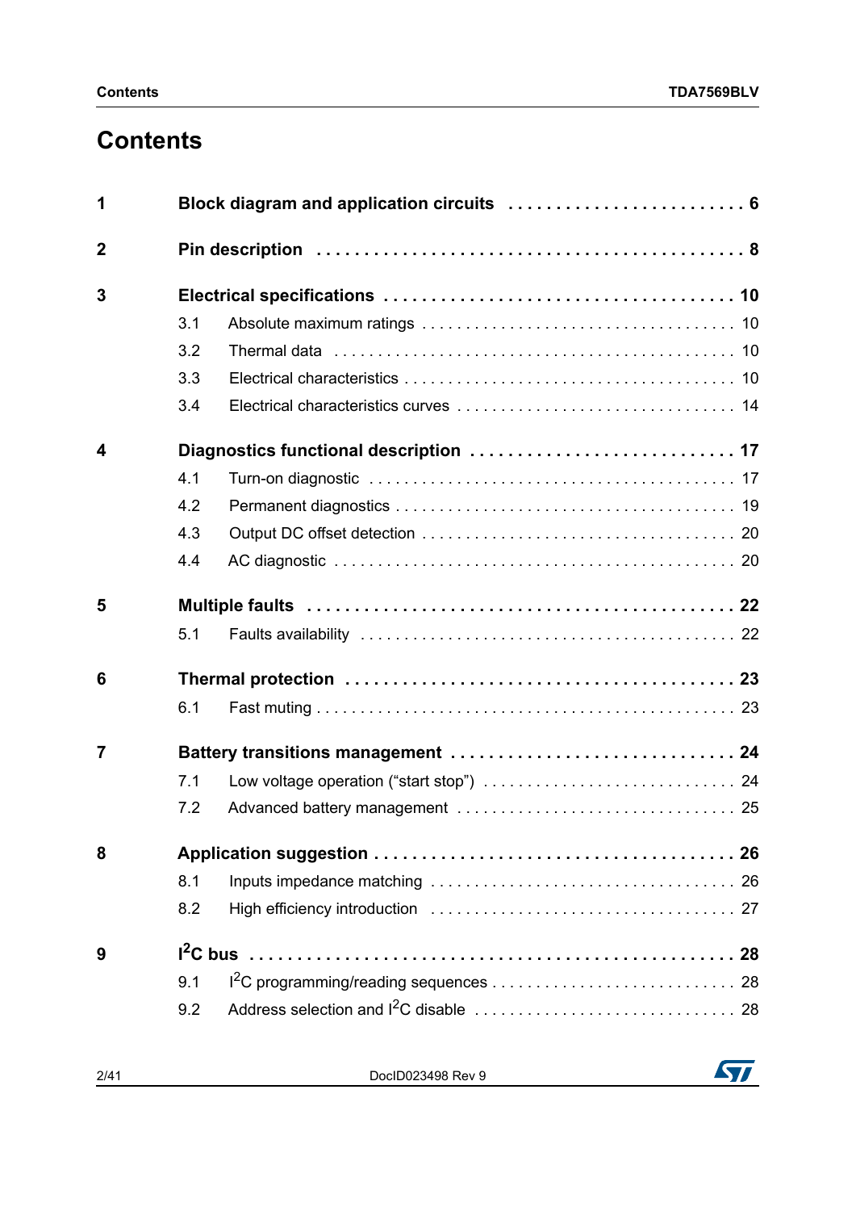# Contents

**1 Block diagram and application circuits . . . . . . . . . . . . . . . . . . . . . . . . . 6**

**2 Pin description . . . . . . . . . . . . . . . . . . . . . . . . . . . . . . . . . . . . . . . . . . . . 8**

**3 Electrical specifications . . . . . . . . . . . . . . . . . . . . . . . . . . . . . . . . . . . . 10**

- 3.1 Absolute maximum ratings . . . . . . . . . . . . . . . . . . . . . . . . . . . . . . . . . . 10
- 3.2 Thermal data . . . . . . . . . . . . . . . . . . . . . . . . . . . . . . . . . . . . . . . . . . . . 10
- 3.3 Electrical characteristics . . . . . . . . . . . . . . . . . . . . . . . . . . . . . . . . . . . 10
- 3.4 Electrical characteristics curves . . . . . . . . . . . . . . . . . . . . . . . . . . . . . . 14

**4 Diagnostics functional description . . . . . . . . . . . . . . . . . . . . . . . . . . . 17**

- 4.1 Turn-on diagnostic . . . . . . . . . . . . . . . . . . . . . . . . . . . . . . . . . . . . . . . . 17
- 4.2 Permanent diagnostics . . . . . . . . . . . . . . . . . . . . . . . . . . . . . . . . . . . . . 19
- 4.3 Output DC offset detection . . . . . . . . . . . . . . . . . . . . . . . . . . . . . . . . . . 20
- 4.4 AC diagnostic . . . . . . . . . . . . . . . . . . . . . . . . . . . . . . . . . . . . . . . . . . . . 20

**5 Multiple faults . . . . . . . . . . . . . . . . . . . . . . . . . . . . . . . . . . . . . . . . . . . . 22**

- 5.1 Faults availability . . . . . . . . . . . . . . . . . . . . . . . . . . . . . . . . . . . . . . . . . 22

**6 Thermal protection . . . . . . . . . . . . . . . . . . . . . . . . . . . . . . . . . . . . . . . . 23**

- 6.1 Fast muting . . . . . . . . . . . . . . . . . . . . . . . . . . . . . . . . . . . . . . . . . . . . . 23

**7 Battery transitions management . . . . . . . . . . . . . . . . . . . . . . . . . . . . . 24**

- 7.1 Low voltage operation (“start stop”) . . . . . . . . . . . . . . . . . . . . . . . . . . . . 24
- 7.2 Advanced battery management . . . . . . . . . . . . . . . . . . . . . . . . . . . . . . . 25

**8 Application suggestion . . . . . . . . . . . . . . . . . . . . . . . . . . . . . . . . . . . . . 26**

- 8.1 Inputs impedance matching . . . . . . . . . . . . . . . . . . . . . . . . . . . . . . . . . . 26
- 8.2 High efficiency introduction . . . . . . . . . . . . . . . . . . . . . . . . . . . . . . . . . . 27

**9 I²C bus . . . . . . . . . . . . . . . . . . . . . . . . . . . . . . . . . . . . . . . . . . . . . . . . . 28**

- 9.1 I²C programming/reading sequences . . . . . . . . . . . . . . . . . . . . . . . . . . . 28
- 9.2 Address selection and I²C disable . . . . . . . . . . . . . . . . . . . . . . . . . . . . . 28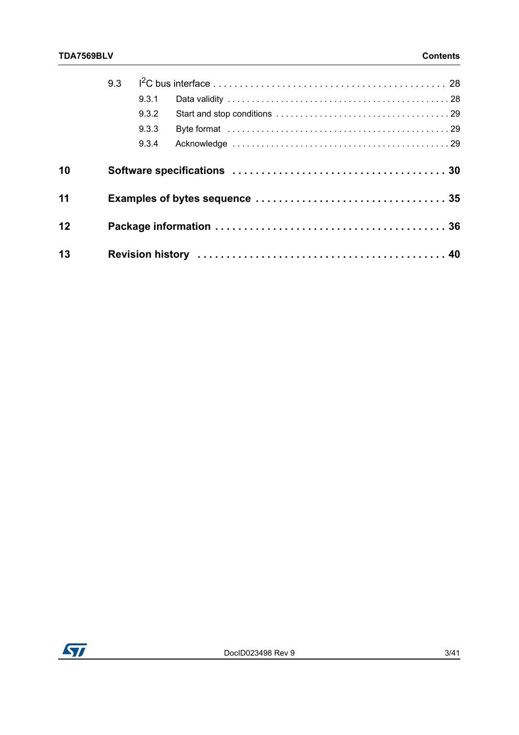9.3 $I^2C$ bus interface . . . . . . . . . . . . . . . . . . . . . . . . . . . . . . . . . . . . . . . . . . . 28

9.3.1 Data validity . . . . . . . . . . . . . . . . . . . . . . . . . . . . . . . . . . . . . . . . . . . . 28

9.3.2 Start and stop conditions . . . . . . . . . . . . . . . . . . . . . . . . . . . . . . . . . . 29

9.3.3 Byte format . . . . . . . . . . . . . . . . . . . . . . . . . . . . . . . . . . . . . . . . . . . . 29

9.3.4 Acknowledge . . . . . . . . . . . . . . . . . . . . . . . . . . . . . . . . . . . . . . . . . . . 29

**10 Software specifications . . . . . . . . . . . . . . . . . . . . . . . . . . . . . . . . . . . . 30**

**11 Examples of bytes sequence . . . . . . . . . . . . . . . . . . . . . . . . . . . . . . . 35**

**12 Package information . . . . . . . . . . . . . . . . . . . . . . . . . . . . . . . . . . . . . . 36**

**13 Revision history . . . . . . . . . . . . . . . . . . . . . . . . . . . . . . . . . . . . . . . . . 40**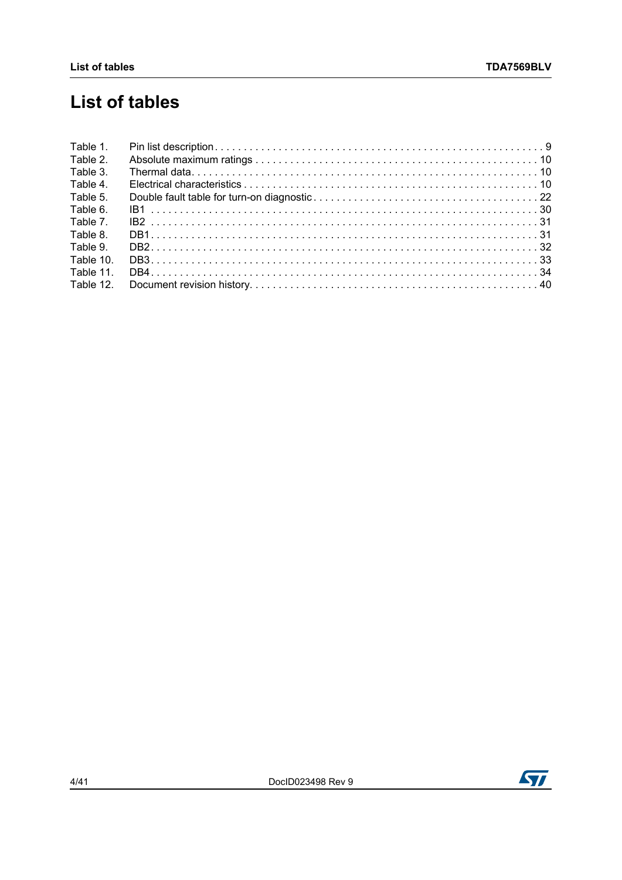# List of tables

Table 1. Pin list description . . . . . . . . . . . . . . . . . . . . . . . . . . . . . . . . . . . . . . . . . . . . . . . . . . . . . . . . . 9
Table 2. Absolute maximum ratings . . . . . . . . . . . . . . . . . . . . . . . . . . . . . . . . . . . . . . . . . . . . . . . . . 10
Table 3. Thermal data. . . . . . . . . . . . . . . . . . . . . . . . . . . . . . . . . . . . . . . . . . . . . . . . . . . . . . . . . . . 10
Table 4. Electrical characteristics . . . . . . . . . . . . . . . . . . . . . . . . . . . . . . . . . . . . . . . . . . . . . . . . . . . 10
Table 5. Double fault table for turn-on diagnostic . . . . . . . . . . . . . . . . . . . . . . . . . . . . . . . . . . . . . . . 22
Table 6. IB1 . . . . . . . . . . . . . . . . . . . . . . . . . . . . . . . . . . . . . . . . . . . . . . . . . . . . . . . . . . . . . . . . . . 30
Table 7. IB2 . . . . . . . . . . . . . . . . . . . . . . . . . . . . . . . . . . . . . . . . . . . . . . . . . . . . . . . . . . . . . . . . . . 31
Table 8. DB1. . . . . . . . . . . . . . . . . . . . . . . . . . . . . . . . . . . . . . . . . . . . . . . . . . . . . . . . . . . . . . . . . . 31
Table 9. DB2. . . . . . . . . . . . . . . . . . . . . . . . . . . . . . . . . . . . . . . . . . . . . . . . . . . . . . . . . . . . . . . . . . 32
Table 10. DB3. . . . . . . . . . . . . . . . . . . . . . . . . . . . . . . . . . . . . . . . . . . . . . . . . . . . . . . . . . . . . . . . . . 33
Table 11. DB4. . . . . . . . . . . . . . . . . . . . . . . . . . . . . . . . . . . . . . . . . . . . . . . . . . . . . . . . . . . . . . . . . . 34
Table 12. Document revision history. . . . . . . . . . . . . . . . . . . . . . . . . . . . . . . . . . . . . . . . . . . . . . . . . . 40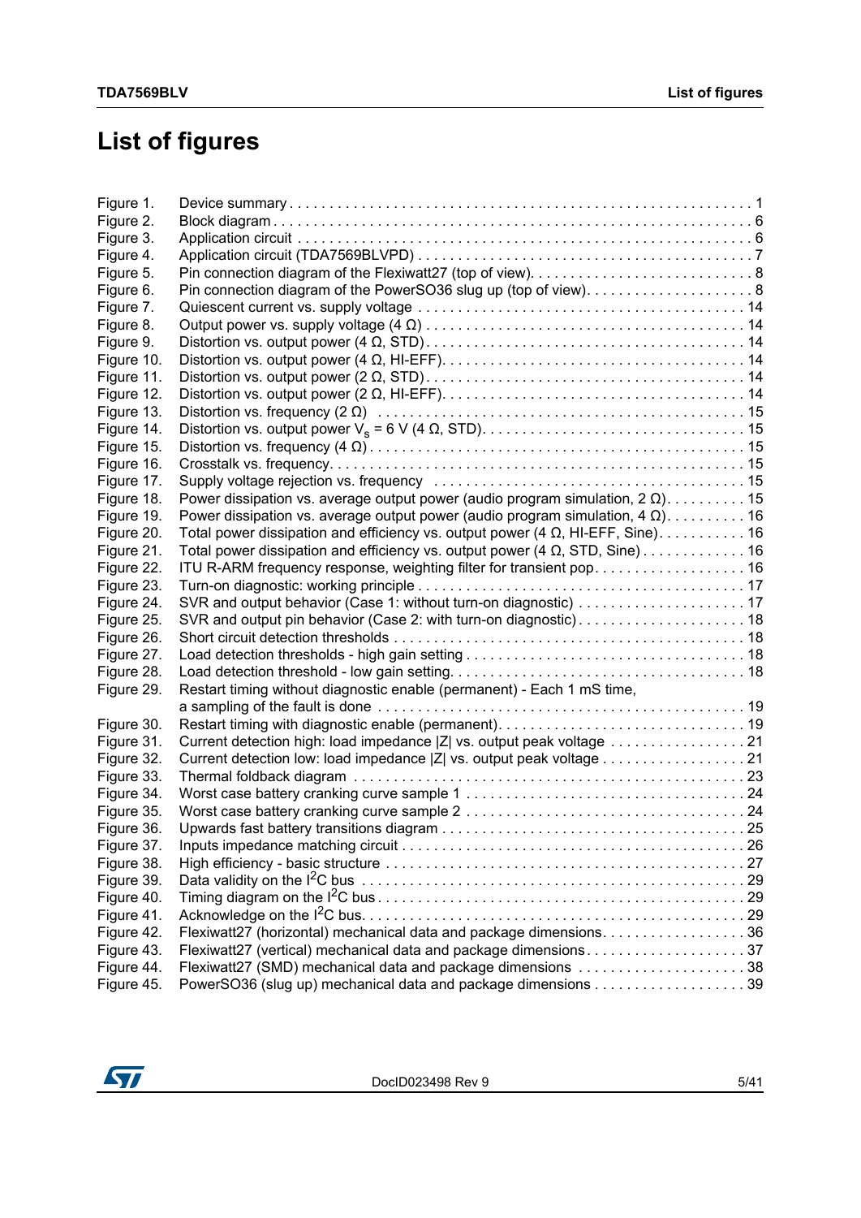# List of figures

- Figure 1. Device summary . . . . . . . . . . 1
- Figure 2. Block diagram . . . . . . . . . . 6
- Figure 3. Application circuit . . . . . . . . . . 6
- Figure 4. Application circuit (TDA7569BLVPD) . . . . . . . . . . 7
- Figure 5. Pin connection diagram of the Flexiwatt27 (top of view) . . . . . . . . . . 8
- Figure 6. Pin connection diagram of the PowerSO36 slug up (top of view) . . . . . . . . . . 8
- Figure 7. Quiescent current vs. supply voltage . . . . . . . . . . 14
- Figure 8. Output power vs. supply voltage (4 Ω) . . . . . . . . . . 14
- Figure 9. Distortion vs. output power (4 Ω, STD) . . . . . . . . . . 14
- Figure 10. Distortion vs. output power (4 Ω, HI-EFF) . . . . . . . . . . 14
- Figure 11. Distortion vs. output power (2 Ω, STD) . . . . . . . . . . 14
- Figure 12. Distortion vs. output power (2 Ω, HI-EFF) . . . . . . . . . . 14
- Figure 13. Distortion vs. frequency (2 Ω) . . . . . . . . . . 15
- Figure 14. Distortion vs. output power $V_s$ = 6 V (4 Ω, STD) . . . . . . . . . . 15
- Figure 15. Distortion vs. frequency (4 Ω) . . . . . . . . . . 15
- Figure 16. Crosstalk vs. frequency . . . . . . . . . . 15
- Figure 17. Supply voltage rejection vs. frequency . . . . . . . . . . 15
- Figure 18. Power dissipation vs. average output power (audio program simulation, 2 Ω) . . . . . . . . . . 15
- Figure 19. Power dissipation vs. average output power (audio program simulation, 4 Ω) . . . . . . . . . . 16
- Figure 20. Total power dissipation and efficiency vs. output power (4 Ω, HI-EFF, Sine) . . . . . . . . . . 16
- Figure 21. Total power dissipation and efficiency vs. output power (4 Ω, STD, Sine) . . . . . . . . . . 16
- Figure 22. ITU R-ARM frequency response, weighting filter for transient pop . . . . . . . . . . 16
- Figure 23. Turn-on diagnostic: working principle . . . . . . . . . . 17
- Figure 24. SVR and output behavior (Case 1: without turn-on diagnostic) . . . . . . . . . . 17
- Figure 25. SVR and output pin behavior (Case 2: with turn-on diagnostic) . . . . . . . . . . 18
- Figure 26. Short circuit detection thresholds . . . . . . . . . . 18
- Figure 27. Load detection thresholds - high gain setting . . . . . . . . . . 18
- Figure 28. Load detection threshold - low gain setting . . . . . . . . . . 18
- Figure 29. Restart timing without diagnostic enable (permanent) - Each 1 mS time, a sampling of the fault is done . . . . . . . . . . 19
- Figure 30. Restart timing with diagnostic enable (permanent) . . . . . . . . . . 19
- Figure 31. Current detection high: load impedance |Z| vs. output peak voltage . . . . . . . . . . 21
- Figure 32. Current detection low: load impedance |Z| vs. output peak voltage . . . . . . . . . . 21
- Figure 33. Thermal foldback diagram . . . . . . . . . . 23
- Figure 34. Worst case battery cranking curve sample 1 . . . . . . . . . . 24
- Figure 35. Worst case battery cranking curve sample 2 . . . . . . . . . . 24
- Figure 36. Upwards fast battery transitions diagram . . . . . . . . . . 25
- Figure 37. Inputs impedance matching circuit . . . . . . . . . . 26
- Figure 38. High efficiency - basic structure . . . . . . . . . . 27
- Figure 39. Data validity on the $I^2C$ bus . . . . . . . . . . 29
- Figure 40. Timing diagram on the $I^2C$ bus . . . . . . . . . . 29
- Figure 41. Acknowledge on the $I^2C$ bus . . . . . . . . . . 29
- Figure 42. Flexiwatt27 (horizontal) mechanical data and package dimensions . . . . . . . . . . 36
- Figure 43. Flexiwatt27 (vertical) mechanical data and package dimensions . . . . . . . . . . 37
- Figure 44. Flexiwatt27 (SMD) mechanical data and package dimensions . . . . . . . . . . 38
- Figure 45. PowerSO36 (slug up) mechanical data and package dimensions . . . . . . . . . . 39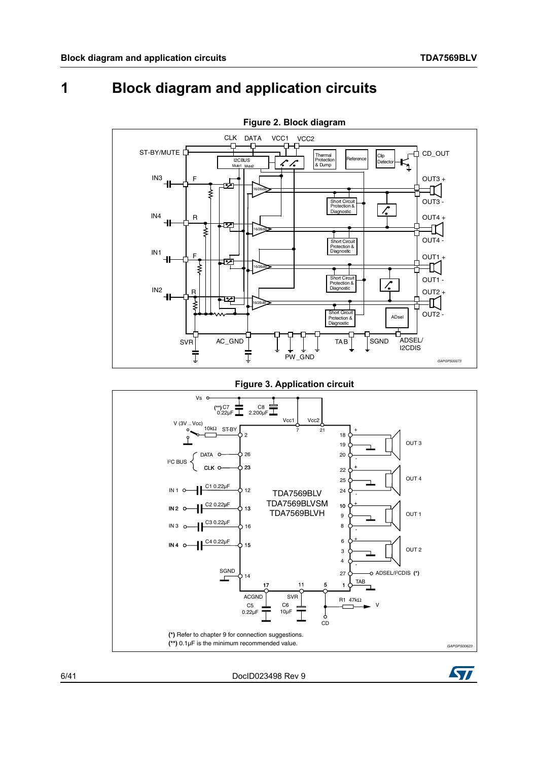# 1 Block diagram and application circuits

**Figure 2. Block diagram**

**Figure 3. Application circuit**

(*) Refer to chapter 9 for connection suggestions.
(**) 0.1µF is the minimum recommended value.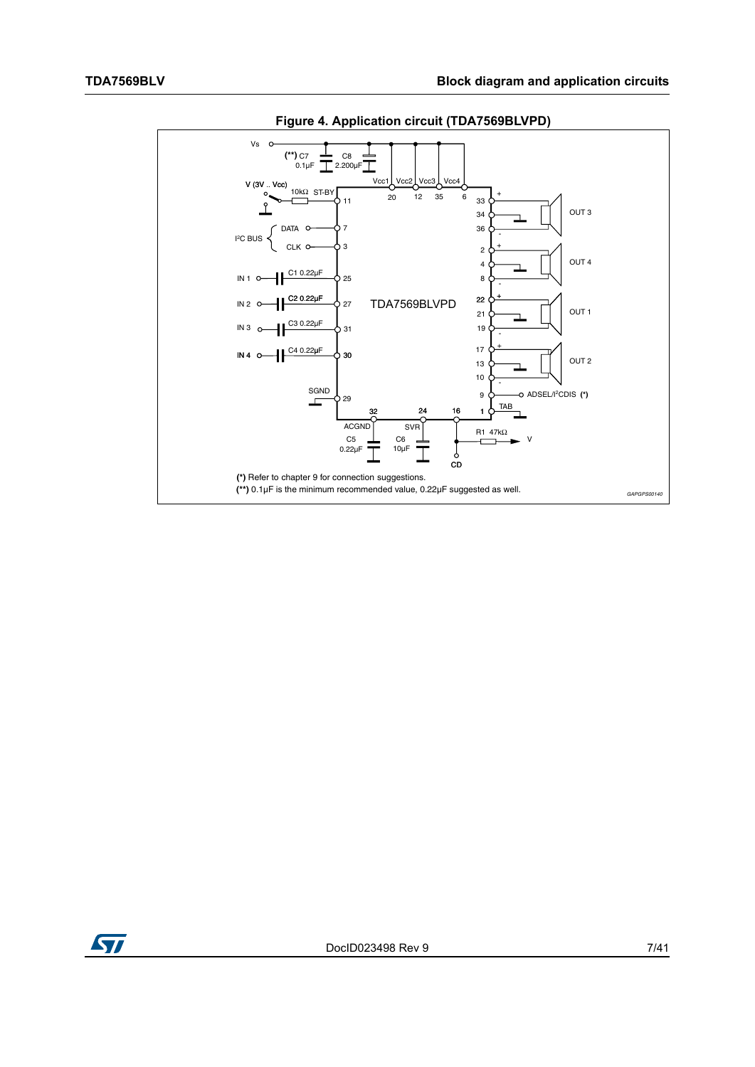**Figure 4. Application circuit (TDA7569BLVPD)**

(*) Refer to chapter 9 for connection suggestions.

(**) 0.1µF is the minimum recommended value, 0.22µF suggested as well.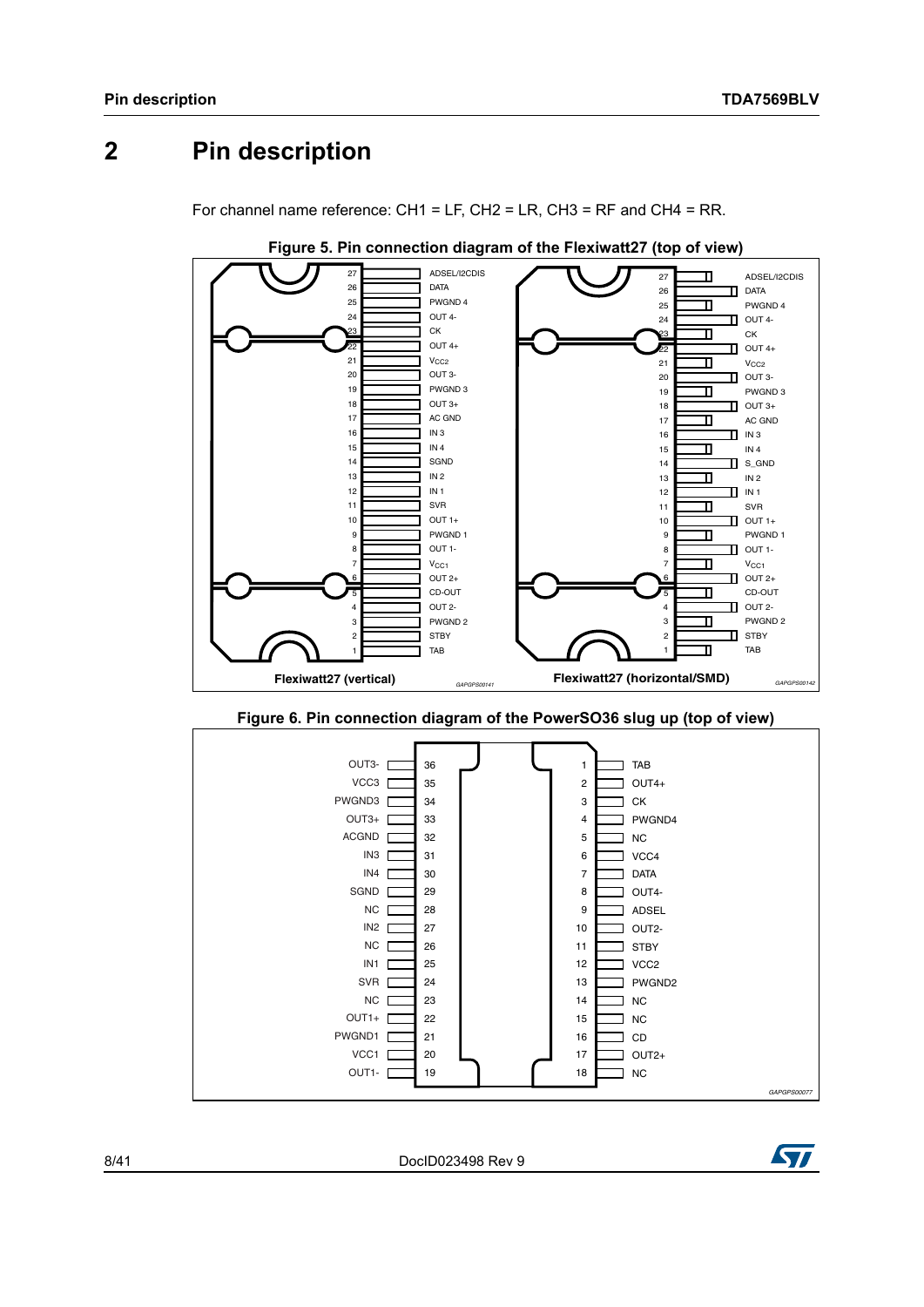# 2 Pin description

For channel name reference: CH1 = LF, CH2 = LR, CH3 = RF and CH4 = RR.

**Figure 5. Pin connection diagram of the Flexiwatt27 (top of view)**

| Pin | Flexiwatt27 (vertical) | Flexiwatt27 (horizontal/SMD) |
|---|---|---|
| 27 | ADSEL/I2CDIS | ADSEL/I2CDIS |
| 26 | DATA | DATA |
| 25 | PWGND 4 | PWGND 4 |
| 24 | OUT 4- | OUT 4- |
| 23 | CK | CK |
| 22 | OUT 4+ | OUT 4+ |
| 21 | $V_{CC2}$ | $V_{CC2}$ |
| 20 | OUT 3- | OUT 3- |
| 19 | PWGND 3 | PWGND 3 |
| 18 | OUT 3+ | OUT 3+ |
| 17 | AC GND | AC GND |
| 16 | IN 3 | IN 3 |
| 15 | IN 4 | IN 4 |
| 14 | SGND | S_GND |
| 13 | IN 2 | IN 2 |
| 12 | IN 1 | IN 1 |
| 11 | SVR | SVR |
| 10 | OUT 1+ | OUT 1+ |
| 9 | PWGND 1 | PWGND 1 |
| 8 | OUT 1- | OUT 1- |
| 7 | $V_{CC1}$ | $V_{CC1}$ |
| 6 | OUT 2+ | OUT 2+ |
| 5 | CD-OUT | CD-OUT |
| 4 | OUT 2- | OUT 2- |
| 3 | PWGND 2 | PWGND 2 |
| 2 | STBY | STBY |
| 1 | TAB | TAB |

GAPGPS00141 GAPGPS00142

**Figure 6. Pin connection diagram of the PowerSO36 slug up (top of view)**

| Pin name | Pin | Pin | Pin name |
|---|---|---|---|
| OUT3- | 36 | 1 | TAB |
| VCC3 | 35 | 2 | OUT4+ |
| PWGND3 | 34 | 3 | CK |
| OUT3+ | 33 | 4 | PWGND4 |
| ACGND | 32 | 5 | NC |
| IN3 | 31 | 6 | VCC4 |
| IN4 | 30 | 7 | DATA |
| SGND | 29 | 8 | OUT4- |
| NC | 28 | 9 | ADSEL |
| IN2 | 27 | 10 | OUT2- |
| NC | 26 | 11 | STBY |
| IN1 | 25 | 12 | VCC2 |
| SVR | 24 | 13 | PWGND2 |
| NC | 23 | 14 | NC |
| OUT1+ | 22 | 15 | NC |
| PWGND1 | 21 | 16 | CD |
| VCC1 | 20 | 17 | OUT2+ |
| OUT1- | 19 | 18 | NC |

GAPGPS00077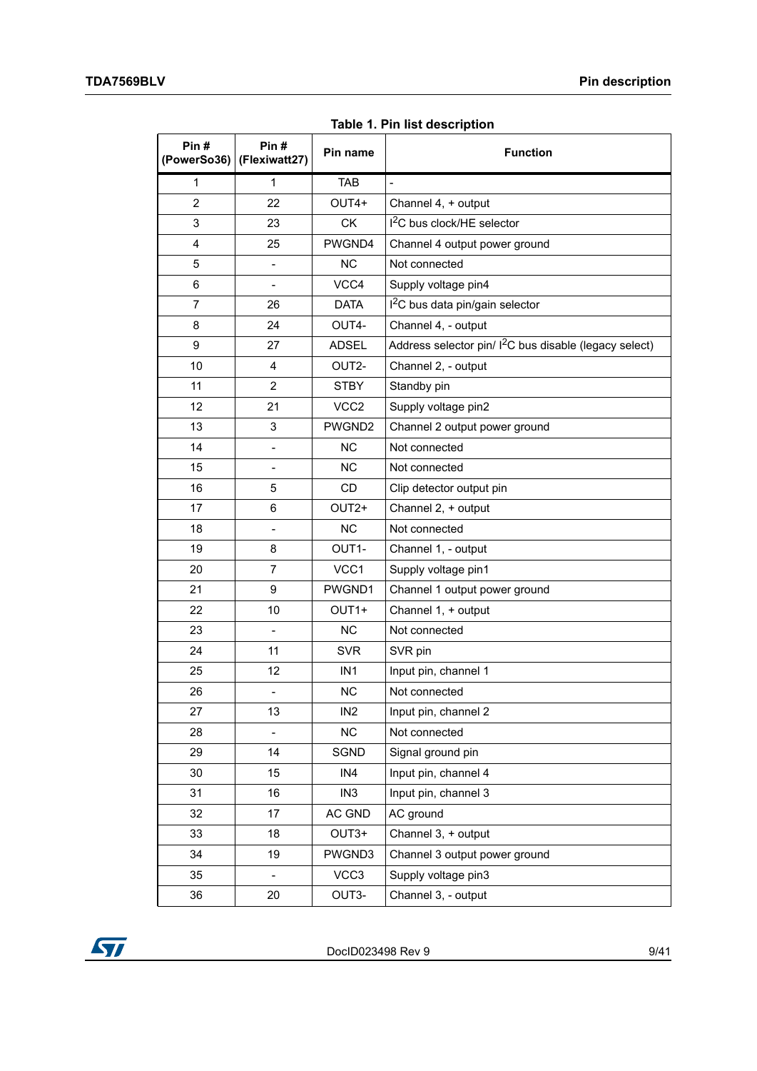Table 1. Pin list description

| Pin # (PowerSo36) | Pin # (Flexiwatt27) | Pin name | Function |
|---|---|---|---|
| 1 | 1 | TAB | - |
| 2 | 22 | OUT4+ | Channel 4, + output |
| 3 | 23 | CK | $I^2C$ bus clock/HE selector |
| 4 | 25 | PWGND4 | Channel 4 output power ground |
| 5 | - | NC | Not connected |
| 6 | - | VCC4 | Supply voltage pin4 |
| 7 | 26 | DATA | $I^2C$ bus data pin/gain selector |
| 8 | 24 | OUT4- | Channel 4, - output |
| 9 | 27 | ADSEL | Address selector pin/ $I^2C$ bus disable (legacy select) |
| 10 | 4 | OUT2- | Channel 2, - output |
| 11 | 2 | STBY | Standby pin |
| 12 | 21 | VCC2 | Supply voltage pin2 |
| 13 | 3 | PWGND2 | Channel 2 output power ground |
| 14 | - | NC | Not connected |
| 15 | - | NC | Not connected |
| 16 | 5 | CD | Clip detector output pin |
| 17 | 6 | OUT2+ | Channel 2, + output |
| 18 | - | NC | Not connected |
| 19 | 8 | OUT1- | Channel 1, - output |
| 20 | 7 | VCC1 | Supply voltage pin1 |
| 21 | 9 | PWGND1 | Channel 1 output power ground |
| 22 | 10 | OUT1+ | Channel 1, + output |
| 23 | - | NC | Not connected |
| 24 | 11 | SVR | SVR pin |
| 25 | 12 | IN1 | Input pin, channel 1 |
| 26 | - | NC | Not connected |
| 27 | 13 | IN2 | Input pin, channel 2 |
| 28 | - | NC | Not connected |
| 29 | 14 | SGND | Signal ground pin |
| 30 | 15 | IN4 | Input pin, channel 4 |
| 31 | 16 | IN3 | Input pin, channel 3 |
| 32 | 17 | AC GND | AC ground |
| 33 | 18 | OUT3+ | Channel 3, + output |
| 34 | 19 | PWGND3 | Channel 3 output power ground |
| 35 | - | VCC3 | Supply voltage pin3 |
| 36 | 20 | OUT3- | Channel 3, - output |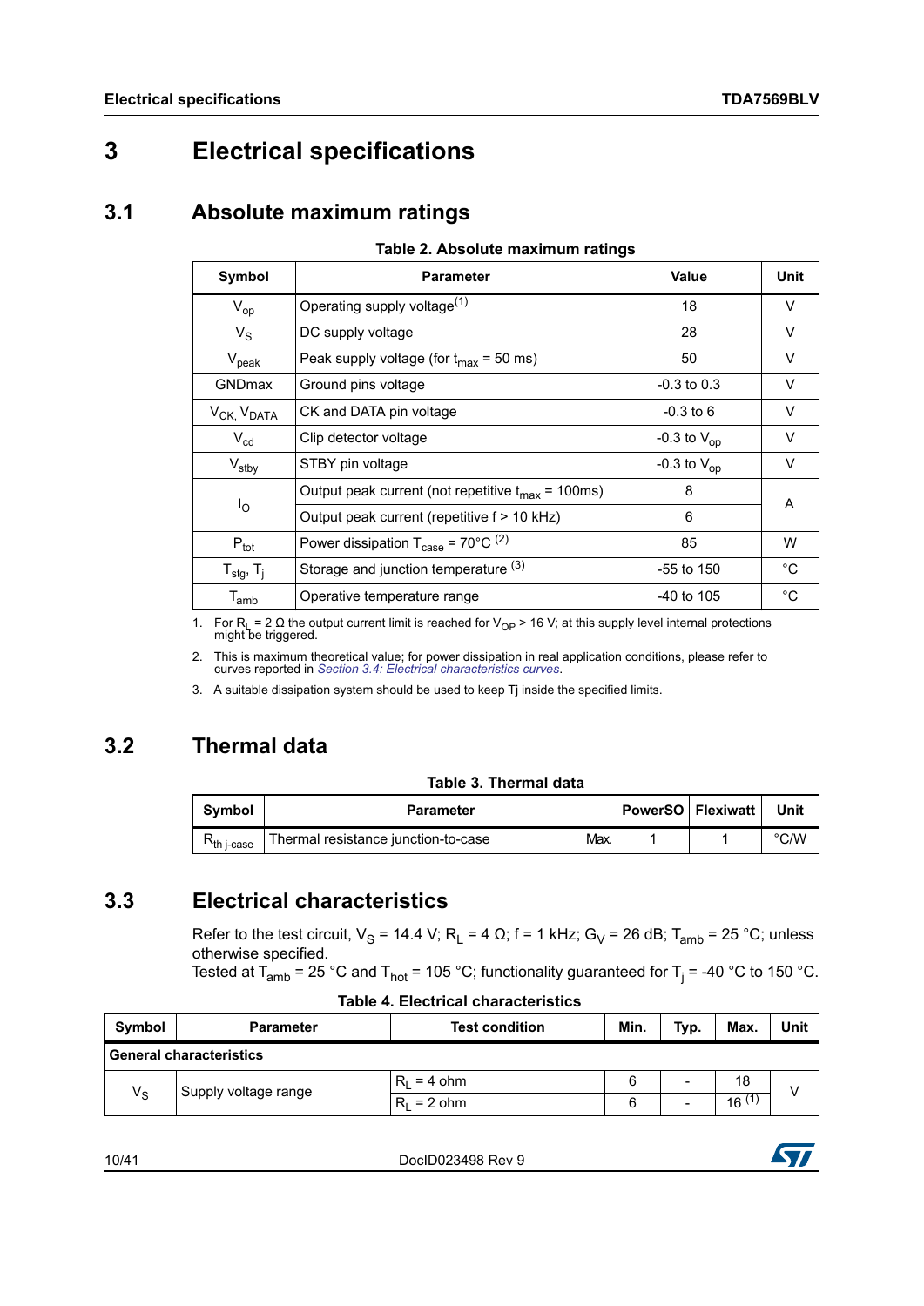# 3 Electrical specifications

## 3.1 Absolute maximum ratings

**Table 2. Absolute maximum ratings**

| Symbol | Parameter | Value | Unit |
|---|---|---|---|
| $V_{op}$ | Operating supply voltage[(1)] | 18 | V |
| $V_S$ | DC supply voltage | 28 | V |
| $V_{peak}$ | Peak supply voltage (for $t_{max}$ = 50 ms) | 50 | V |
| GNDmax | Ground pins voltage | -0.3 to 0.3 | V |
| $V_{CK}$, $V_{DATA}$ | CK and DATA pin voltage | -0.3 to 6 | V |
| $V_{cd}$ | Clip detector voltage | -0.3 to $V_{op}$ | V |
| $V_{stby}$ | STBY pin voltage | -0.3 to $V_{op}$ | V |
| $I_O$ | Output peak current (not repetitive $t_{max}$ = 100ms) | 8 | A |
| | Output peak current (repetitive f > 10 kHz) | 6 | |
| $P_{tot}$ | Power dissipation $T_{case}$ = 70°C [(2)] | 85 | W |
| $T_{stg}$, $T_j$ | Storage and junction temperature [(3)] | -55 to 150 | °C |
| $T_{amb}$ | Operative temperature range | -40 to 105 | °C |

1. For $R_L$ = 2 Ω the output current limit is reached for $V_{OP}$ > 16 V; at this supply level internal protections might be triggered.
2. This is maximum theoretical value; for power dissipation in real application conditions, please refer to curves reported in *Section 3.4: Electrical characteristics curves*.
3. A suitable dissipation system should be used to keep Tj inside the specified limits.

## 3.2 Thermal data

**Table 3. Thermal data**

| Symbol | Parameter | | PowerSO | Flexiwatt | Unit |
|---|---|---|---|---|---|
| $R_{th\ j\text{-}case}$ | Thermal resistance junction-to-case | Max. | 1 | 1 | °C/W |

## 3.3 Electrical characteristics

Refer to the test circuit, $V_S$ = 14.4 V; $R_L$ = 4 Ω; f = 1 kHz; $G_V$ = 26 dB; $T_{amb}$ = 25 °C; unless otherwise specified.
Tested at $T_{amb}$ = 25 °C and $T_{hot}$ = 105 °C; functionality guaranteed for $T_j$ = -40 °C to 150 °C.

**Table 4. Electrical characteristics**

| Symbol | Parameter | Test condition | Min. | Typ. | Max. | Unit |
|---|---|---|---|---|---|---|
| **General characteristics** | | | | | | |
| $V_S$ | Supply voltage range | $R_L$ = 4 ohm | 6 | - | 18 | V |
| | | $R_L$ = 2 ohm | 6 | - | 16 [(1)] | |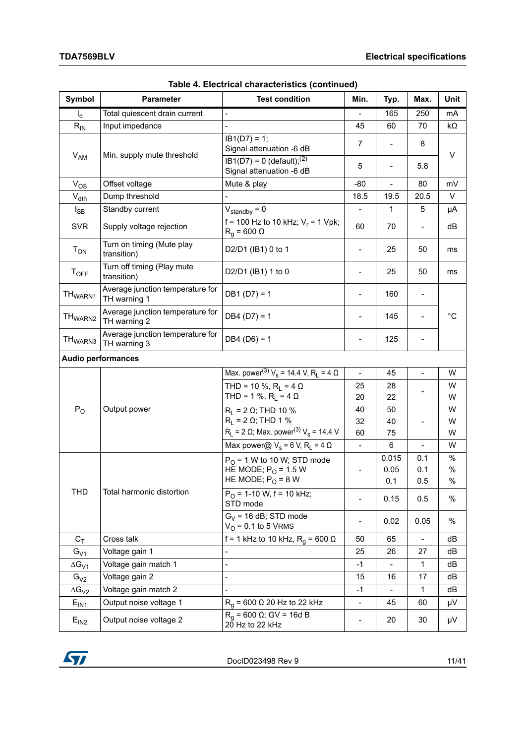**Table 4. Electrical characteristics (continued)**

| Symbol | Parameter | Test condition | Min. | Typ. | Max. | Unit |
|---|---|---|---|---|---|---|
| $I_d$ | Total quiescent drain current | - | - | 165 | 250 | mA |
| $R_{IN}$ | Input impedance | - | 45 | 60 | 70 | kΩ |
| $V_{AM}$ | Min. supply mute threshold | IB1(D7) = 1; Signal attenuation -6 dB | 7 | - | 8 | V |
| | | IB1(D7) = 0 (default);[2] Signal attenuation -6 dB | 5 | - | 5.8 | V |
| $V_{OS}$ | Offset voltage | Mute & play | -80 | - | 80 | mV |
| $V_{dth}$ | Dump threshold | - | 18.5 | 19.5 | 20.5 | V |
| $I_{SB}$ | Standby current | $V_{standby}$ = 0 | - | 1 | 5 | µA |
| SVR | Supply voltage rejection | f = 100 Hz to 10 kHz; $V_r$ = 1 Vpk; $R_g$ = 600 Ω | 60 | 70 | - | dB |
| $T_{ON}$ | Turn on timing (Mute play transition) | D2/D1 (IB1) 0 to 1 | - | 25 | 50 | ms |
| $T_{OFF}$ | Turn off timing (Play mute transition) | D2/D1 (IB1) 1 to 0 | - | 25 | 50 | ms |
| $TH_{WARN1}$ | Average junction temperature for TH warning 1 | DB1 (D7) = 1 | - | 160 | - | °C |
| $TH_{WARN2}$ | Average junction temperature for TH warning 2 | DB4 (D7) = 1 | - | 145 | - | °C |
| $TH_{WARN3}$ | Average junction temperature for TH warning 3 | DB4 (D6) = 1 | - | 125 | - | °C |
| **Audio performances** | | | | | | |
| $P_O$ | Output power | Max. power[3] $V_s$ = 14.4 V, $R_L$ = 4 Ω | - | 45 | - | W |
| | | THD = 10 %, $R_L$ = 4 Ω | 25 | 28 | - | W |
| | | THD = 1 %, $R_L$ = 4 Ω | 20 | 22 | - | W |
| | | $R_L$ = 2 Ω; THD 10 % | 40 | 50 | - | W |
| | | $R_L$ = 2 Ω; THD 1 % | 32 | 40 | - | W |
| | | $R_L$ = 2 Ω; Max. power[3] $V_s$ = 14.4 V | 60 | 75 | - | W |
| | | Max power@ $V_s$ = 6 V, $R_L$ = 4 Ω | - | 6 | - | W |
| THD | Total harmonic distortion | $P_O$ = 1 W to 10 W; STD mode | - | 0.015 | 0.1 | % |
| | | HE MODE; $P_O$ = 1.5 W | - | 0.05 | 0.1 | % |
| | | HE MODE; $P_O$ = 8 W | - | 0.1 | 0.5 | % |
| | | $P_O$ = 1-10 W, f = 10 kHz; STD mode | - | 0.15 | 0.5 | % |
| | | $G_V$ = 16 dB; STD mode $V_O$ = 0.1 to 5 VRMS | - | 0.02 | 0.05 | % |
| $C_T$ | Cross talk | f = 1 kHz to 10 kHz, $R_g$ = 600 Ω | 50 | 65 | - | dB |
| $G_{V1}$ | Voltage gain 1 | - | 25 | 26 | 27 | dB |
| $\Delta G_{V1}$ | Voltage gain match 1 | - | -1 | - | 1 | dB |
| $G_{V2}$ | Voltage gain 2 | - | 15 | 16 | 17 | dB |
| $\Delta G_{V2}$ | Voltage gain match 2 | - | -1 | - | 1 | dB |
| $E_{IN1}$ | Output noise voltage 1 | $R_g$ = 600 Ω 20 Hz to 22 kHz | - | 45 | 60 | µV |
| $E_{IN2}$ | Output noise voltage 2 | $R_g$ = 600 Ω; GV = 16d B 20 Hz to 22 kHz | - | 20 | 30 | µV |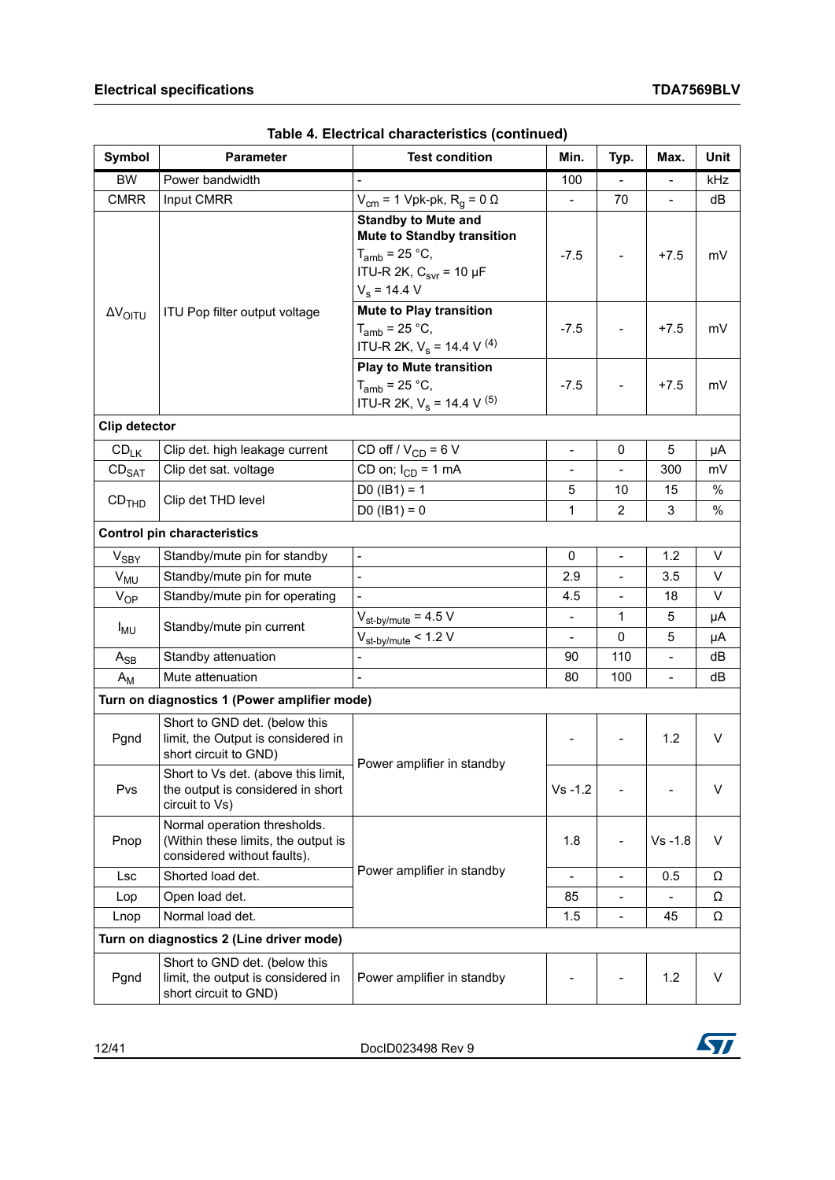**Table 4. Electrical characteristics (continued)**

| Symbol | Parameter | Test condition | Min. | Typ. | Max. | Unit |
|---|---|---|---|---|---|---|
| BW | Power bandwidth | - | 100 | - | - | kHz |
| CMRR | Input CMRR | $V_{cm}$ = 1 Vpk-pk, $R_g$ = 0 Ω | - | 70 | - | dB |
| $\Delta V_{OITU}$ | ITU Pop filter output voltage | **Standby to Mute and Mute to Standby transition** $T_{amb}$ = 25 °C, ITU-R 2K, $C_{svr}$ = 10 µF $V_s$ = 14.4 V | -7.5 | - | +7.5 | mV |
| | | **Mute to Play transition** $T_{amb}$ = 25 °C, ITU-R 2K, $V_s$ = 14.4 V (4) | -7.5 | - | +7.5 | mV |
| | | **Play to Mute transition** $T_{amb}$ = 25 °C, ITU-R 2K, $V_s$ = 14.4 V (5) | -7.5 | - | +7.5 | mV |
| **Clip detector** | | | | | | |
| $CD_{LK}$ | Clip det. high leakage current | CD off / $V_{CD}$ = 6 V | - | 0 | 5 | µA |
| $CD_{SAT}$ | Clip det sat. voltage | CD on; $I_{CD}$ = 1 mA | - | - | 300 | mV |
| $CD_{THD}$ | Clip det THD level | D0 (IB1) = 1 | 5 | 10 | 15 | % |
| | | D0 (IB1) = 0 | 1 | 2 | 3 | % |
| **Control pin characteristics** | | | | | | |
| $V_{SBY}$ | Standby/mute pin for standby | - | 0 | - | 1.2 | V |
| $V_{MU}$ | Standby/mute pin for mute | - | 2.9 | - | 3.5 | V |
| $V_{OP}$ | Standby/mute pin for operating | - | 4.5 | - | 18 | V |
| $I_{MU}$ | Standby/mute pin current | $V_{st\text{-}by/mute}$ = 4.5 V | - | 1 | 5 | µA |
| | | $V_{st\text{-}by/mute}$ < 1.2 V | - | 0 | 5 | µA |
| $A_{SB}$ | Standby attenuation | - | 90 | 110 | - | dB |
| $A_M$ | Mute attenuation | - | 80 | 100 | - | dB |
| **Turn on diagnostics 1 (Power amplifier mode)** | | | | | | |
| Pgnd | Short to GND det. (below this limit, the Output is considered in short circuit to GND) | Power amplifier in standby | - | - | 1.2 | V |
| Pvs | Short to Vs det. (above this limit, the output is considered in short circuit to Vs) | | Vs -1.2 | - | - | V |
| Pnop | Normal operation thresholds. (Within these limits, the output is considered without faults). | Power amplifier in standby | 1.8 | - | Vs -1.8 | V |
| Lsc | Shorted load det. | | - | - | 0.5 | Ω |
| Lop | Open load det. | | 85 | - | - | Ω |
| Lnop | Normal load det. | | 1.5 | - | 45 | Ω |
| **Turn on diagnostics 2 (Line driver mode)** | | | | | | |
| Pgnd | Short to GND det. (below this limit, the output is considered in short circuit to GND) | Power amplifier in standby | - | - | 1.2 | V |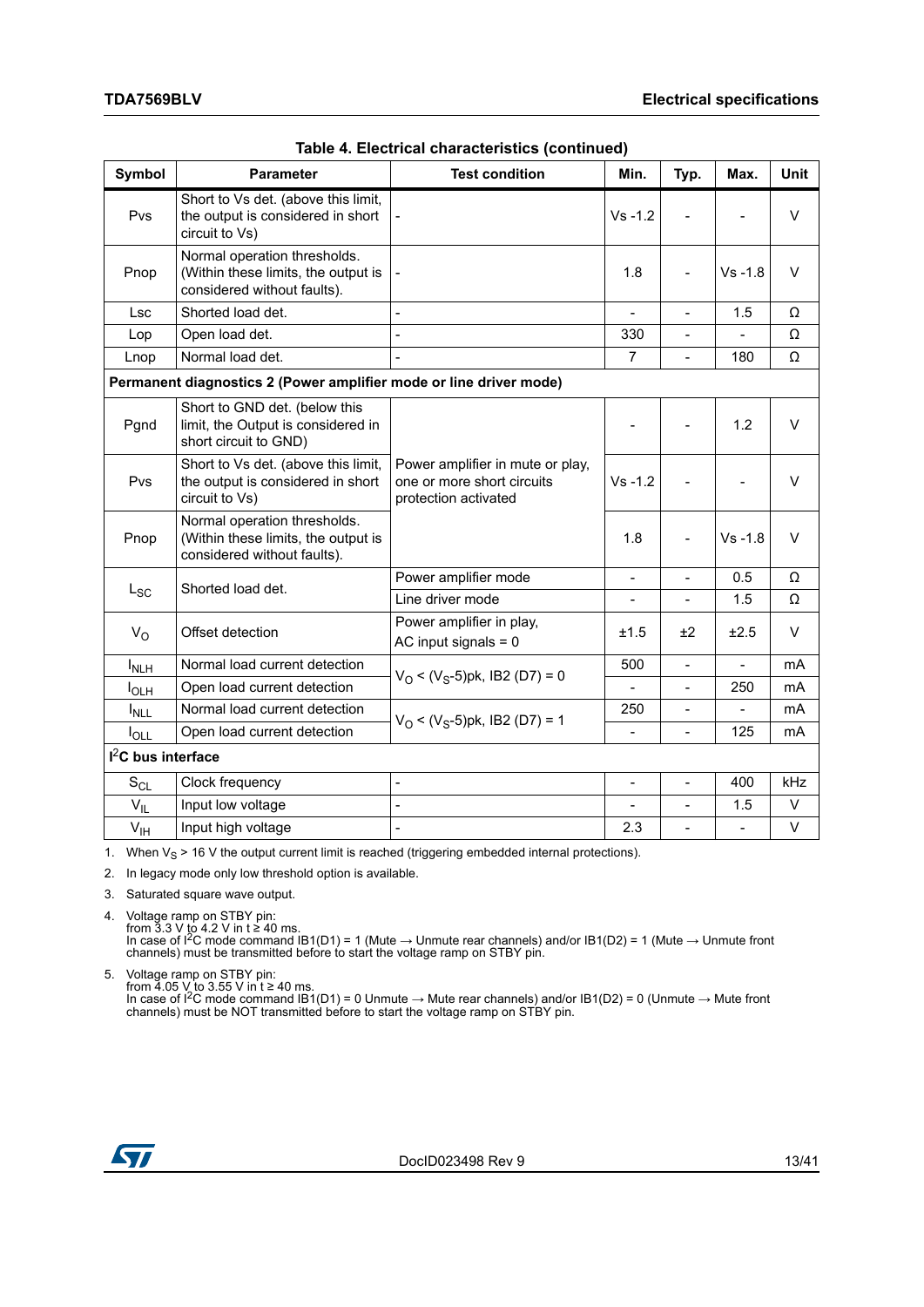**Table 4. Electrical characteristics (continued)**

| Symbol | Parameter | Test condition | Min. | Typ. | Max. | Unit |
|---|---|---|---|---|---|---|
| Pvs | Short to Vs det. (above this limit, the output is considered in short circuit to Vs) | - | Vs -1.2 | - | - | V |
| Pnop | Normal operation thresholds. (Within these limits, the output is considered without faults). | - | 1.8 | - | Vs -1.8 | V |
| Lsc | Shorted load det. | - | - | - | 1.5 | Ω |
| Lop | Open load det. | - | 330 | - | - | Ω |
| Lnop | Normal load det. | - | 7 | - | 180 | Ω |
| **Permanent diagnostics 2 (Power amplifier mode or line driver mode)** | | | | | | |
| Pgnd | Short to GND det. (below this limit, the Output is considered in short circuit to GND) | Power amplifier in mute or play, one or more short circuits protection activated | - | - | 1.2 | V |
| Pvs | Short to Vs det. (above this limit, the output is considered in short circuit to Vs) | | Vs -1.2 | - | - | V |
| Pnop | Normal operation thresholds. (Within these limits, the output is considered without faults). | | 1.8 | - | Vs -1.8 | V |
| $L_{SC}$ | Shorted load det. | Power amplifier mode | - | - | 0.5 | Ω |
| | | Line driver mode | - | - | 1.5 | Ω |
| $V_O$ | Offset detection | Power amplifier in play, AC input signals = 0 | ±1.5 | ±2 | ±2.5 | V |
| $I_{NLH}$ | Normal load current detection | $V_O$ < ($V_S$-5)pk, IB2 (D7) = 0 | 500 | - | - | mA |
| $I_{OLH}$ | Open load current detection | | - | - | 250 | mA |
| $I_{NLL}$ | Normal load current detection | $V_O$ < ($V_S$-5)pk, IB2 (D7) = 1 | 250 | - | - | mA |
| $I_{OLL}$ | Open load current detection | | - | - | 125 | mA |
| **$I^2C$ bus interface** | | | | | | |
| $S_{CL}$ | Clock frequency | - | - | - | 400 | kHz |
| $V_{IL}$ | Input low voltage | - | - | - | 1.5 | V |
| $V_{IH}$ | Input high voltage | - | 2.3 | - | - | V |

1. When $V_S$ > 16 V the output current limit is reached (triggering embedded internal protections).
2. In legacy mode only low threshold option is available.
3. Saturated square wave output.
4. Voltage ramp on STBY pin: from 3.3 V to 4.2 V in t ≥ 40 ms. In case of $I^2C$ mode command IB1(D1) = 1 (Mute → Unmute rear channels) and/or IB1(D2) = 1 (Mute → Unmute front channels) must be transmitted before to start the voltage ramp on STBY pin.
5. Voltage ramp on STBY pin: from 4.05 V to 3.55 V in t ≥ 40 ms. In case of $I^2C$ mode command IB1(D1) = 0 Unmute → Mute rear channels) and/or IB1(D2) = 0 (Unmute → Mute front channels) must be NOT transmitted before to start the voltage ramp on STBY pin.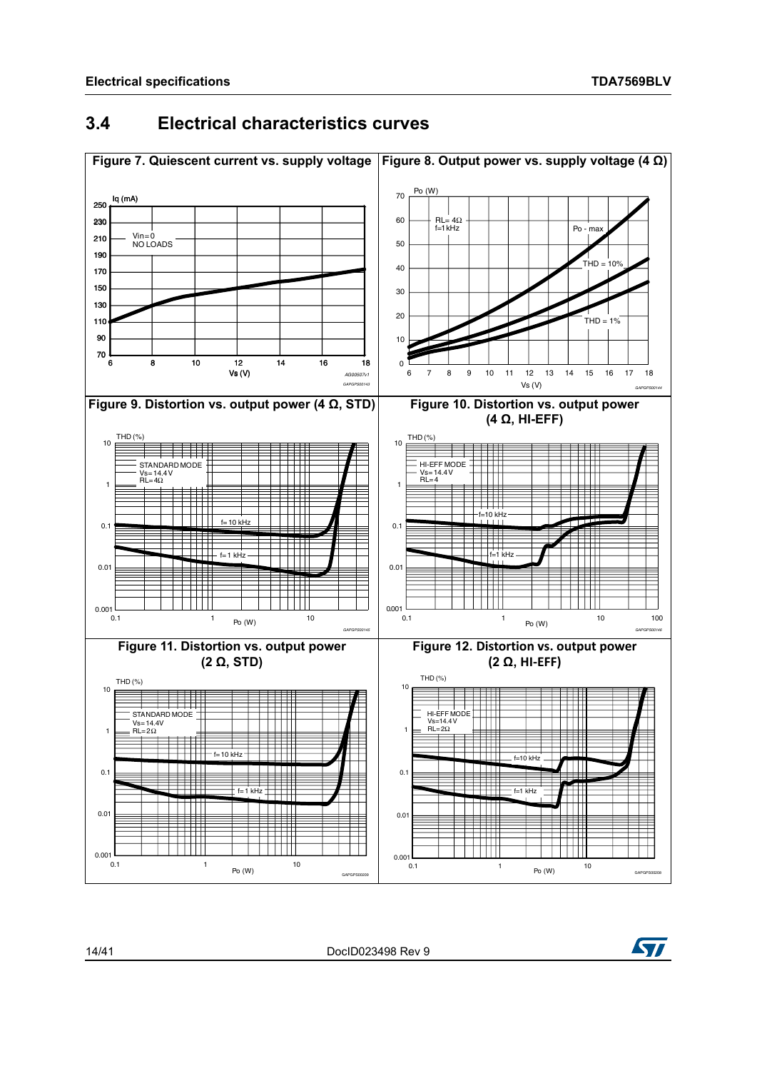## 3.4 Electrical characteristics curves

**Figure 7. Quiescent current vs. supply voltage**

**Figure 8. Output power vs. supply voltage (4 Ω)**

**Figure 9. Distortion vs. output power (4 Ω, STD)**

**Figure 10. Distortion vs. output power (4 Ω, HI-EFF)**

**Figure 11. Distortion vs. output power (2 Ω, STD)**

**Figure 12. Distortion vs. output power (2 Ω, HI-EFF)**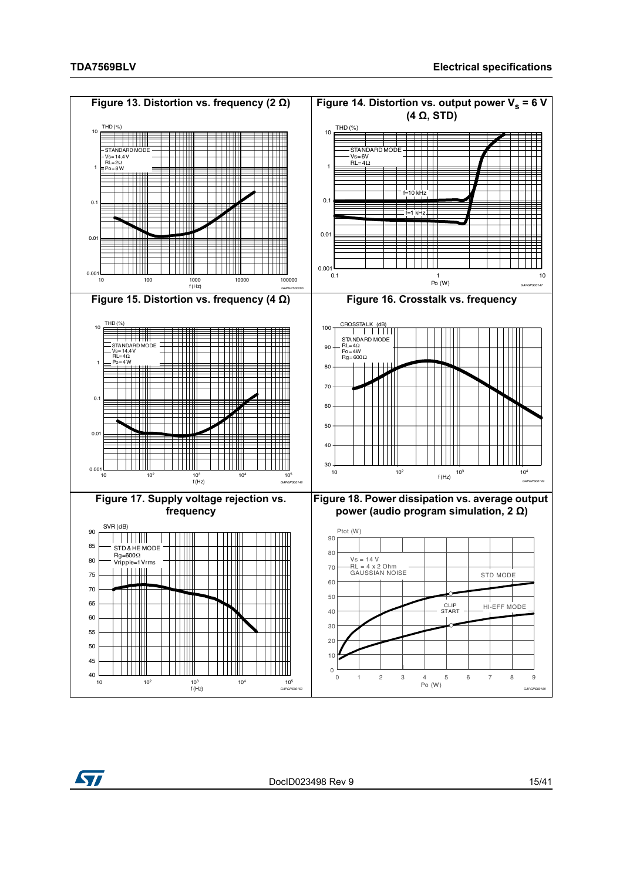Figure 13. Distortion vs. frequency (2 Ω)

Figure 14. Distortion vs. output power $V_s$ = 6 V (4 Ω, STD)

Figure 15. Distortion vs. frequency (4 Ω)

Figure 16. Crosstalk vs. frequency

Figure 17. Supply voltage rejection vs. frequency

Figure 18. Power dissipation vs. average output power (audio program simulation, 2 Ω)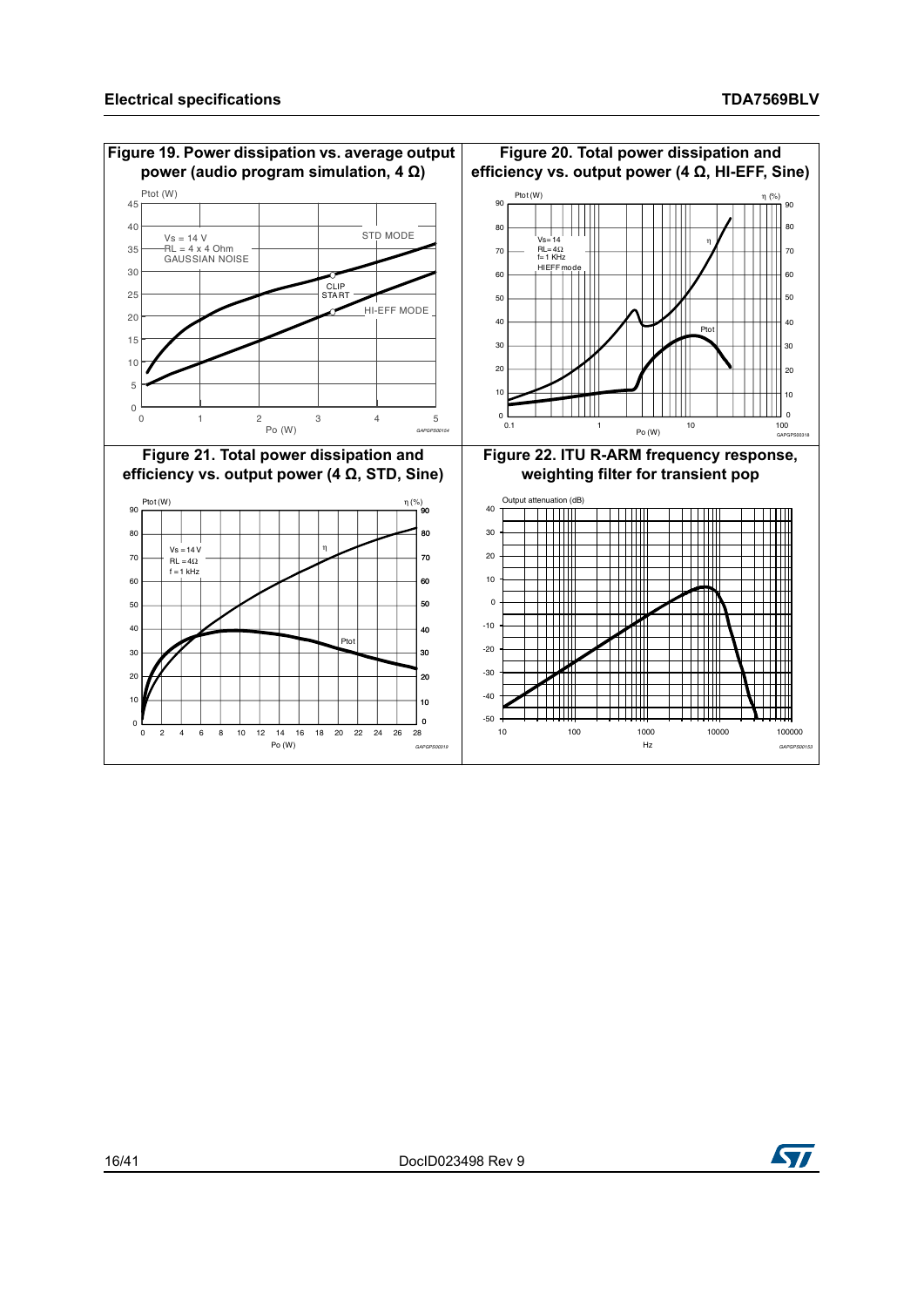**Figure 19. Power dissipation vs. average output power (audio program simulation, 4 Ω)**

**Figure 20. Total power dissipation and efficiency vs. output power (4 Ω, HI-EFF, Sine)**

**Figure 21. Total power dissipation and efficiency vs. output power (4 Ω, STD, Sine)**

**Figure 22. ITU R-ARM frequency response, weighting filter for transient pop**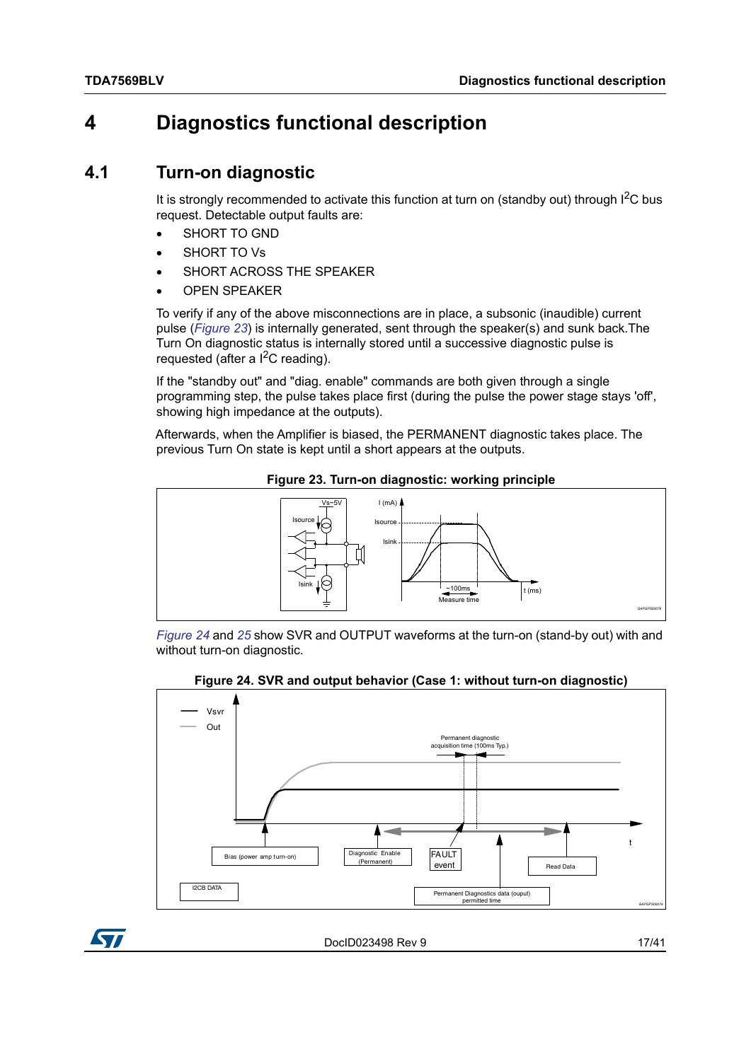# 4 Diagnostics functional description

## 4.1 Turn-on diagnostic

It is strongly recommended to activate this function at turn on (standby out) through $I^2C$ bus request. Detectable output faults are:

- SHORT TO GND
- SHORT TO Vs
- SHORT ACROSS THE SPEAKER
- OPEN SPEAKER

To verify if any of the above misconnections are in place, a subsonic (inaudible) current pulse (*Figure 23*) is internally generated, sent through the speaker(s) and sunk back.The Turn On diagnostic status is internally stored until a successive diagnostic pulse is requested (after a $I^2C$ reading).

If the "standby out" and "diag. enable" commands are both given through a single programming step, the pulse takes place first (during the pulse the power stage stays 'off', showing high impedance at the outputs).

Afterwards, when the Amplifier is biased, the PERMANENT diagnostic takes place. The previous Turn On state is kept until a short appears at the outputs.

**Figure 23. Turn-on diagnostic: working principle**

*Figure 24* and *25* show SVR and OUTPUT waveforms at the turn-on (stand-by out) with and without turn-on diagnostic.

**Figure 24. SVR and output behavior (Case 1: without turn-on diagnostic)**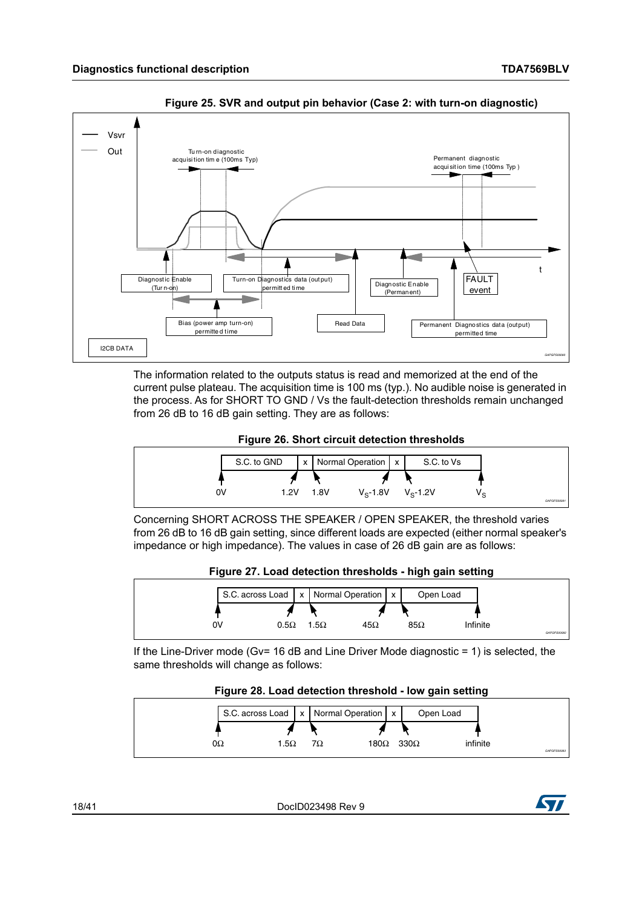**Figure 25. SVR and output pin behavior (Case 2: with turn-on diagnostic)**

The information related to the outputs status is read and memorized at the end of the current pulse plateau. The acquisition time is 100 ms (typ.). No audible noise is generated in the process. As for SHORT TO GND / Vs the fault-detection thresholds remain unchanged from 26 dB to 16 dB gain setting. They are as follows:

**Figure 26. Short circuit detection thresholds**

| S.C. to GND | x | Normal Operation | x | S.C. to Vs |
|---|---|---|---|---|

0V — 1.2V — 1.8V — $V_S$-1.8V — $V_S$-1.2V — $V_S$

Concerning SHORT ACROSS THE SPEAKER / OPEN SPEAKER, the threshold varies from 26 dB to 16 dB gain setting, since different loads are expected (either normal speaker's impedance or high impedance). The values in case of 26 dB gain are as follows:

**Figure 27. Load detection thresholds - high gain setting**

| S.C. across Load | x | Normal Operation | x | Open Load |
|---|---|---|---|---|

0V — 0.5Ω — 1.5Ω — 45Ω — 85Ω — Infinite

If the Line-Driver mode (Gv= 16 dB and Line Driver Mode diagnostic = 1) is selected, the same thresholds will change as follows:

**Figure 28. Load detection threshold - low gain setting**

| S.C. across Load | x | Normal Operation | x | Open Load |
|---|---|---|---|---|

0Ω — 1.5Ω — 7Ω — 180Ω — 330Ω — infinite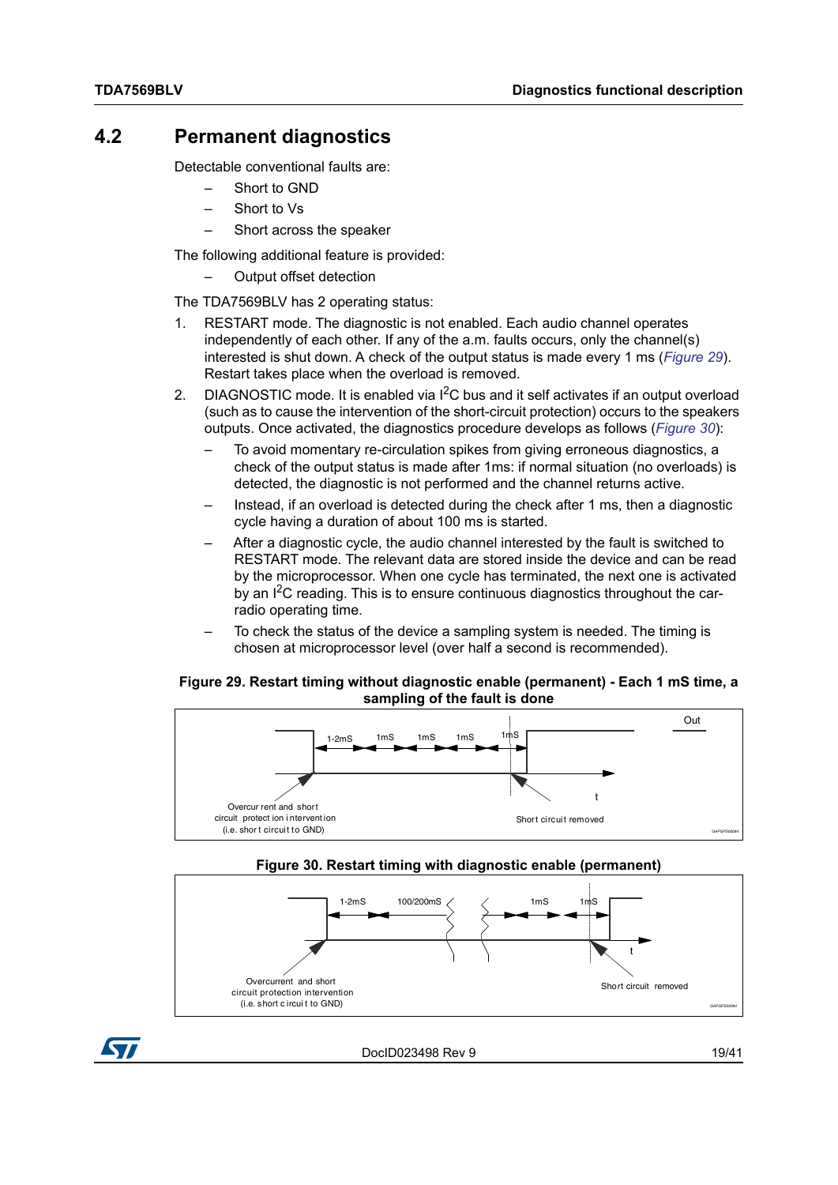## 4.2 Permanent diagnostics

Detectable conventional faults are:

- Short to GND
- Short to Vs
- Short across the speaker

The following additional feature is provided:

- Output offset detection

The TDA7569BLV has 2 operating status:

1. RESTART mode. The diagnostic is not enabled. Each audio channel operates independently of each other. If any of the a.m. faults occurs, only the channel(s) interested is shut down. A check of the output status is made every 1 ms (*Figure 29*). Restart takes place when the overload is removed.
2. DIAGNOSTIC mode. It is enabled via $I^2C$ bus and it self activates if an output overload (such as to cause the intervention of the short-circuit protection) occurs to the speakers outputs. Once activated, the diagnostics procedure develops as follows (*Figure 30*):
   - To avoid momentary re-circulation spikes from giving erroneous diagnostics, a check of the output status is made after 1ms: if normal situation (no overloads) is detected, the diagnostic is not performed and the channel returns active.
   - Instead, if an overload is detected during the check after 1 ms, then a diagnostic cycle having a duration of about 100 ms is started.
   - After a diagnostic cycle, the audio channel interested by the fault is switched to RESTART mode. The relevant data are stored inside the device and can be read by the microprocessor. When one cycle has terminated, the next one is activated by an $I^2C$ reading. This is to ensure continuous diagnostics throughout the car-radio operating time.
   - To check the status of the device a sampling system is needed. The timing is chosen at microprocessor level (over half a second is recommended).

**Figure 29. Restart timing without diagnostic enable (permanent) - Each 1 mS time, a sampling of the fault is done**

**Figure 30. Restart timing with diagnostic enable (permanent)**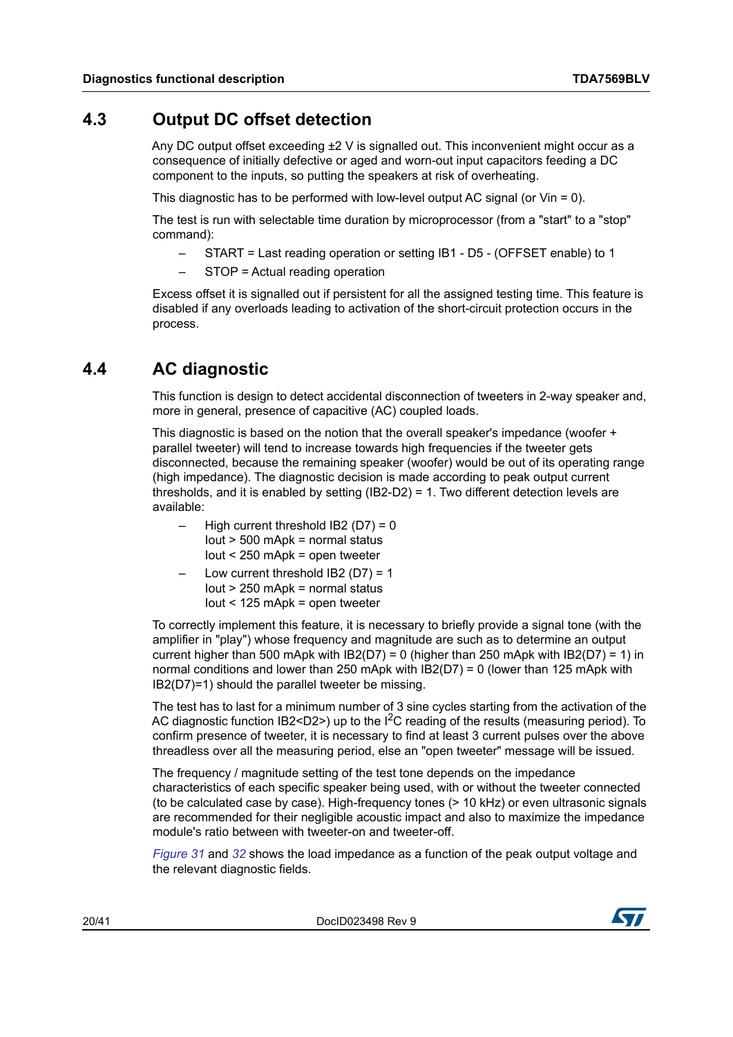## 4.3 Output DC offset detection

Any DC output offset exceeding ±2 V is signalled out. This inconvenient might occur as a consequence of initially defective or aged and worn-out input capacitors feeding a DC component to the inputs, so putting the speakers at risk of overheating.

This diagnostic has to be performed with low-level output AC signal (or Vin = 0).

The test is run with selectable time duration by microprocessor (from a "start" to a "stop" command):

- START = Last reading operation or setting IB1 - D5 - (OFFSET enable) to 1
- STOP = Actual reading operation

Excess offset it is signalled out if persistent for all the assigned testing time. This feature is disabled if any overloads leading to activation of the short-circuit protection occurs in the process.

## 4.4 AC diagnostic

This function is design to detect accidental disconnection of tweeters in 2-way speaker and, more in general, presence of capacitive (AC) coupled loads.

This diagnostic is based on the notion that the overall speaker's impedance (woofer + parallel tweeter) will tend to increase towards high frequencies if the tweeter gets disconnected, because the remaining speaker (woofer) would be out of its operating range (high impedance). The diagnostic decision is made according to peak output current thresholds, and it is enabled by setting (IB2-D2) = 1. Two different detection levels are available:

- High current threshold IB2 (D7) = 0
  Iout > 500 mApk = normal status
  Iout < 250 mApk = open tweeter
- Low current threshold IB2 (D7) = 1
  Iout > 250 mApk = normal status
  Iout < 125 mApk = open tweeter

To correctly implement this feature, it is necessary to briefly provide a signal tone (with the amplifier in "play") whose frequency and magnitude are such as to determine an output current higher than 500 mApk with IB2(D7) = 0 (higher than 250 mApk with IB2(D7) = 1) in normal conditions and lower than 250 mApk with IB2(D7) = 0 (lower than 125 mApk with IB2(D7)=1) should the parallel tweeter be missing.

The test has to last for a minimum number of 3 sine cycles starting from the activation of the AC diagnostic function IB2<D2>) up to the $I^2C$ reading of the results (measuring period). To confirm presence of tweeter, it is necessary to find at least 3 current pulses over the above threadless over all the measuring period, else an "open tweeter" message will be issued.

The frequency / magnitude setting of the test tone depends on the impedance characteristics of each specific speaker being used, with or without the tweeter connected (to be calculated case by case). High-frequency tones (> 10 kHz) or even ultrasonic signals are recommended for their negligible acoustic impact and also to maximize the impedance module's ratio between with tweeter-on and tweeter-off.

*Figure 31* and *32* shows the load impedance as a function of the peak output voltage and the relevant diagnostic fields.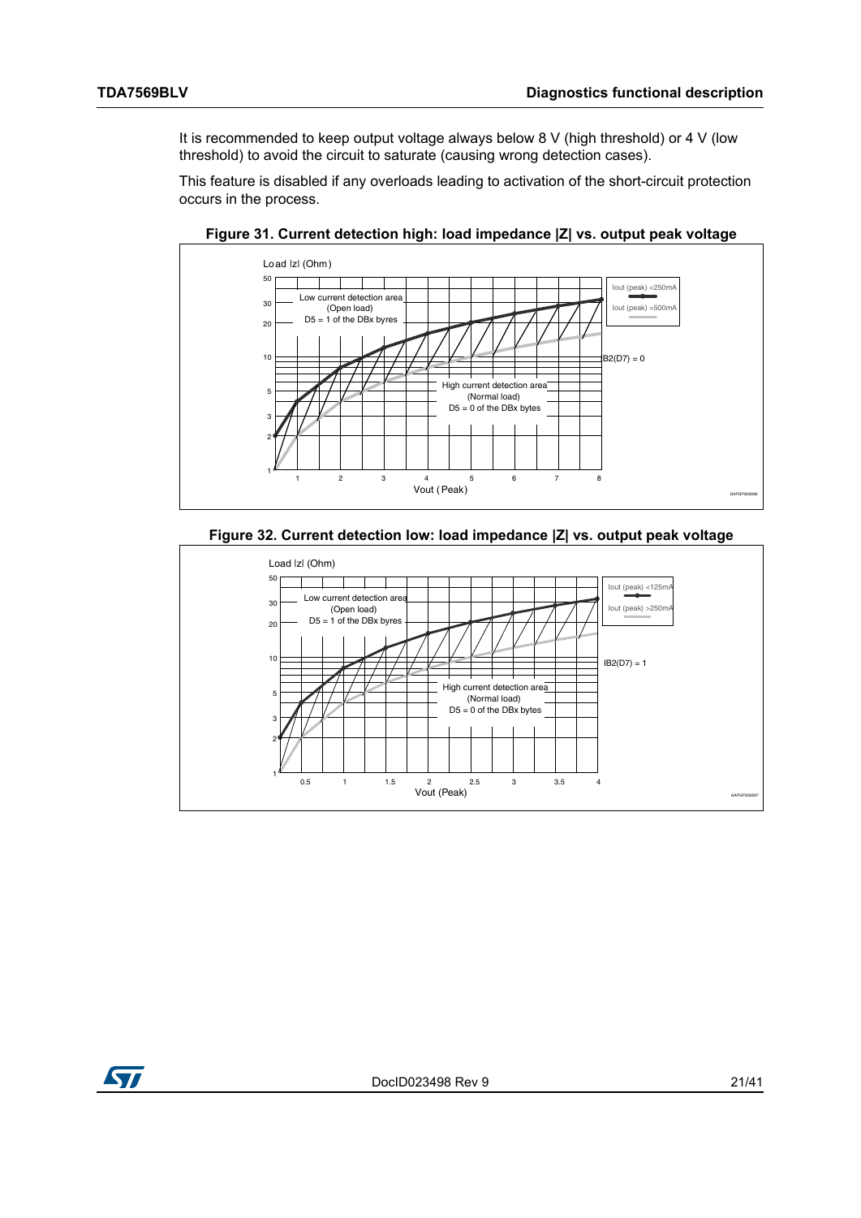It is recommended to keep output voltage always below 8 V (high threshold) or 4 V (low threshold) to avoid the circuit to saturate (causing wrong detection cases).

This feature is disabled if any overloads leading to activation of the short-circuit protection occurs in the process.

**Figure 31. Current detection high: load impedance |Z| vs. output peak voltage**

**Figure 32. Current detection low: load impedance |Z| vs. output peak voltage**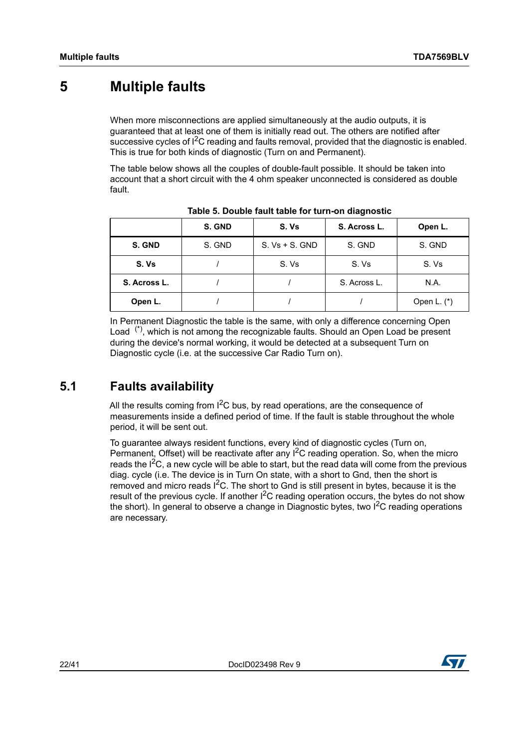# 5 Multiple faults

When more misconnections are applied simultaneously at the audio outputs, it is guaranteed that at least one of them is initially read out. The others are notified after successive cycles of $I^2C$ reading and faults removal, provided that the diagnostic is enabled. This is true for both kinds of diagnostic (Turn on and Permanent).

The table below shows all the couples of double-fault possible. It should be taken into account that a short circuit with the 4 ohm speaker unconnected is considered as double fault.

**Table 5. Double fault table for turn-on diagnostic**

| | S. GND | S. Vs | S. Across L. | Open L. |
|---|---|---|---|---|
| **S. GND** | S. GND | S. Vs + S. GND | S. GND | S. GND |
| **S. Vs** | / | S. Vs | S. Vs | S. Vs |
| **S. Across L.** | / | / | S. Across L. | N.A. |
| **Open L.** | / | / | / | Open L. (*) |

In Permanent Diagnostic the table is the same, with only a difference concerning Open Load (*), which is not among the recognizable faults. Should an Open Load be present during the device's normal working, it would be detected at a subsequent Turn on Diagnostic cycle (i.e. at the successive Car Radio Turn on).

## 5.1 Faults availability

All the results coming from $I^2C$ bus, by read operations, are the consequence of measurements inside a defined period of time. If the fault is stable throughout the whole period, it will be sent out.

To guarantee always resident functions, every kind of diagnostic cycles (Turn on, Permanent, Offset) will be reactivate after any $I^2C$ reading operation. So, when the micro reads the $I^2C$, a new cycle will be able to start, but the read data will come from the previous diag. cycle (i.e. The device is in Turn On state, with a short to Gnd, then the short is removed and micro reads $I^2C$. The short to Gnd is still present in bytes, because it is the result of the previous cycle. If another $I^2C$ reading operation occurs, the bytes do not show the short). In general to observe a change in Diagnostic bytes, two $I^2C$ reading operations are necessary.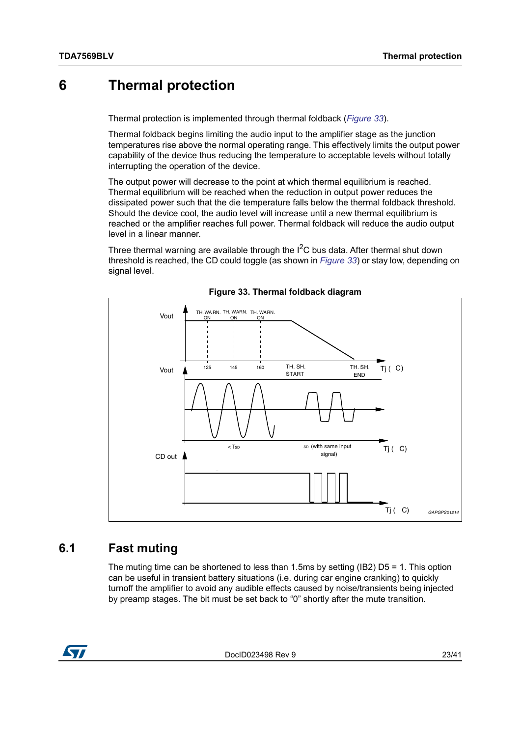# 6 Thermal protection

Thermal protection is implemented through thermal foldback (*Figure 33*).

Thermal foldback begins limiting the audio input to the amplifier stage as the junction temperatures rise above the normal operating range. This effectively limits the output power capability of the device thus reducing the temperature to acceptable levels without totally interrupting the operation of the device.

The output power will decrease to the point at which thermal equilibrium is reached. Thermal equilibrium will be reached when the reduction in output power reduces the dissipated power such that the die temperature falls below the thermal foldback threshold. Should the device cool, the audio level will increase until a new thermal equilibrium is reached or the amplifier reaches full power. Thermal foldback will reduce the audio output level in a linear manner.

Three thermal warning are available through the $I^2C$ bus data. After thermal shut down threshold is reached, the CD could toggle (as shown in *Figure 33*) or stay low, depending on signal level.

**Figure 33. Thermal foldback diagram**

## 6.1 Fast muting

The muting time can be shortened to less than 1.5ms by setting (IB2) D5 = 1. This option can be useful in transient battery situations (i.e. during car engine cranking) to quickly turnoff the amplifier to avoid any audible effects caused by noise/transients being injected by preamp stages. The bit must be set back to "0" shortly after the mute transition.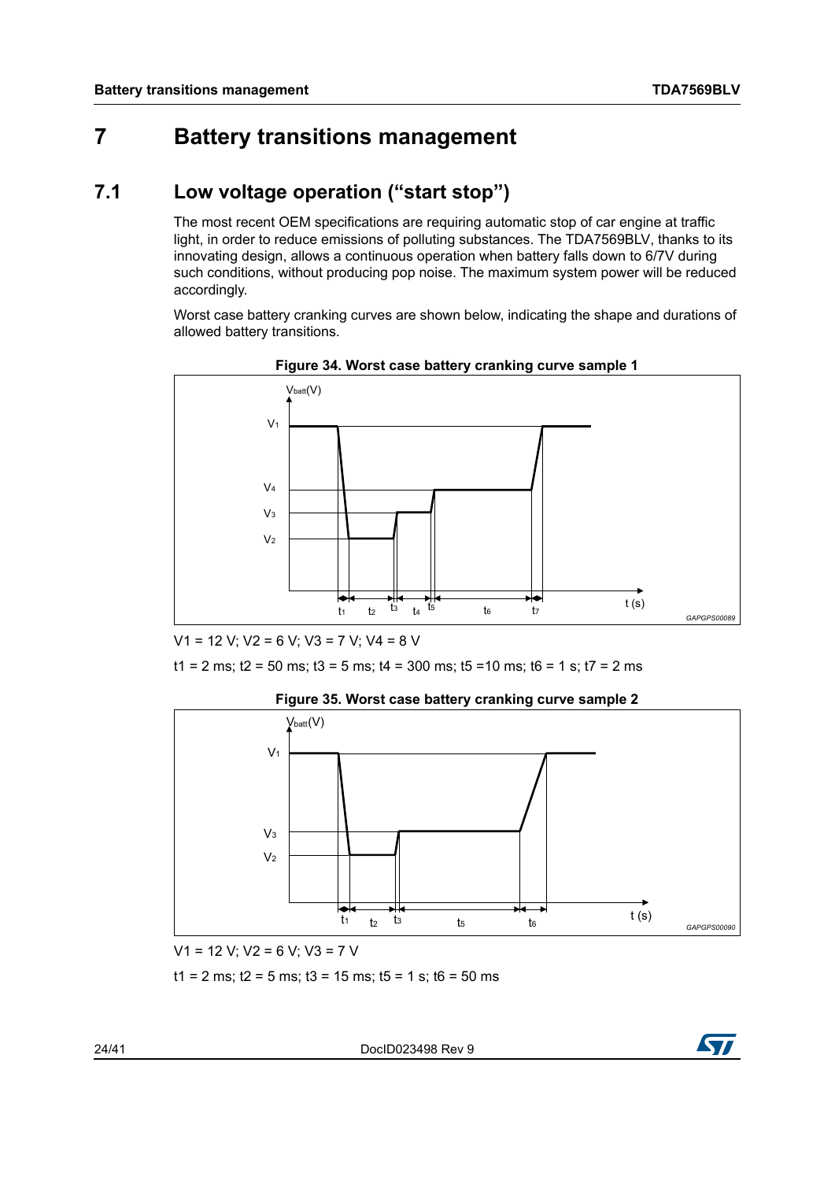# 7 Battery transitions management

## 7.1 Low voltage operation (“start stop”)

The most recent OEM specifications are requiring automatic stop of car engine at traffic light, in order to reduce emissions of polluting substances. The TDA7569BLV, thanks to its innovating design, allows a continuous operation when battery falls down to 6/7V during such conditions, without producing pop noise. The maximum system power will be reduced accordingly.

Worst case battery cranking curves are shown below, indicating the shape and durations of allowed battery transitions.

**Figure 34. Worst case battery cranking curve sample 1**

$V_1$ = 12 V; $V_2$ = 6 V; $V_3$ = 7 V; $V_4$ = 8 V

$t_1$ = 2 ms; $t_2$ = 50 ms; $t_3$ = 5 ms; $t_4$ = 300 ms; $t_5$ =10 ms; $t_6$ = 1 s; $t_7$ = 2 ms

**Figure 35. Worst case battery cranking curve sample 2**

$V_1$ = 12 V; $V_2$ = 6 V; $V_3$ = 7 V

$t_1$ = 2 ms; $t_2$ = 5 ms; $t_3$ = 15 ms; $t_5$ = 1 s; $t_6$ = 50 ms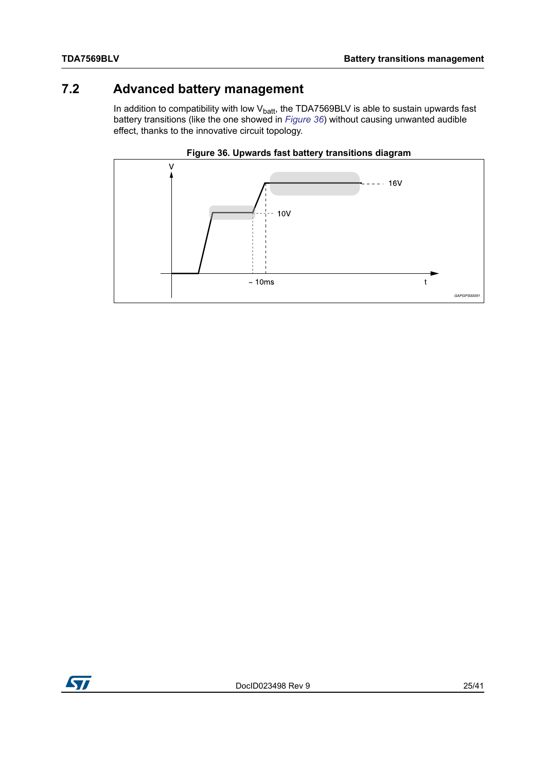## 7.2 Advanced battery management

In addition to compatibility with low $V_{batt}$, the TDA7569BLV is able to sustain upwards fast battery transitions (like the one showed in *Figure 36*) without causing unwanted audible effect, thanks to the innovative circuit topology.

**Figure 36. Upwards fast battery transitions diagram**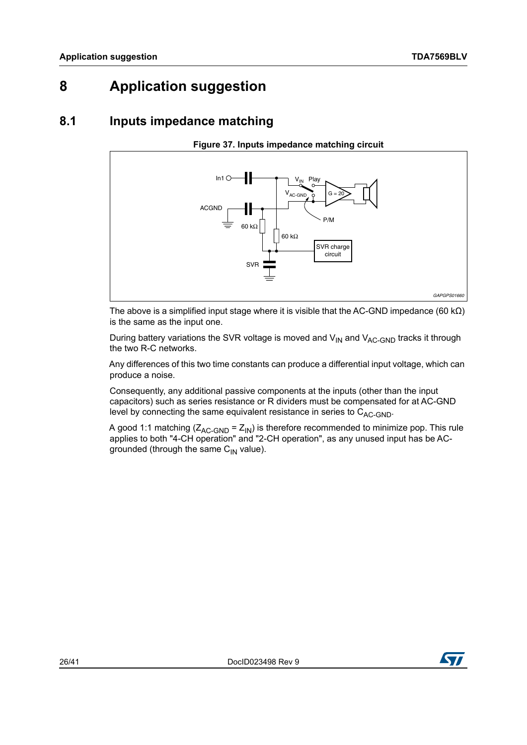# 8 Application suggestion

## 8.1 Inputs impedance matching

**Figure 37. Inputs impedance matching circuit**

The above is a simplified input stage where it is visible that the AC-GND impedance (60 kΩ) is the same as the input one.

During battery variations the SVR voltage is moved and $V_{IN}$ and $V_{AC\text{-}GND}$ tracks it through the two R-C networks.

Any differences of this two time constants can produce a differential input voltage, which can produce a noise.

Consequently, any additional passive components at the inputs (other than the input capacitors) such as series resistance or R dividers must be compensated for at AC-GND level by connecting the same equivalent resistance in series to $C_{AC\text{-}GND}$.

A good 1:1 matching ($Z_{AC\text{-}GND} = Z_{IN}$) is therefore recommended to minimize pop. This rule applies to both "4-CH operation" and "2-CH operation", as any unused input has be AC-grounded (through the same $C_{IN}$ value).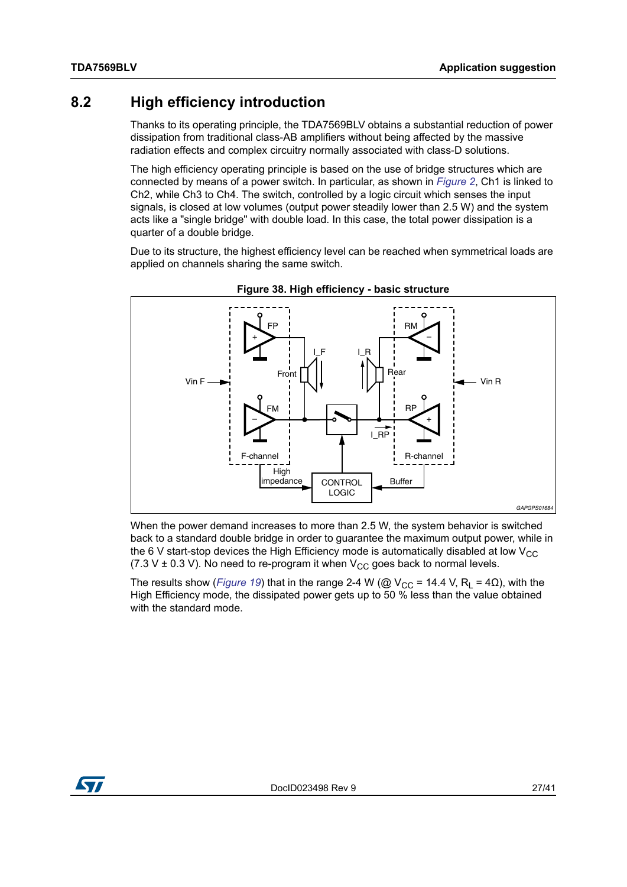## 8.2 High efficiency introduction

Thanks to its operating principle, the TDA7569BLV obtains a substantial reduction of power dissipation from traditional class-AB amplifiers without being affected by the massive radiation effects and complex circuitry normally associated with class-D solutions.

The high efficiency operating principle is based on the use of bridge structures which are connected by means of a power switch. In particular, as shown in *Figure 2*, Ch1 is linked to Ch2, while Ch3 to Ch4. The switch, controlled by a logic circuit which senses the input signals, is closed at low volumes (output power steadily lower than 2.5 W) and the system acts like a "single bridge" with double load. In this case, the total power dissipation is a quarter of a double bridge.

Due to its structure, the highest efficiency level can be reached when symmetrical loads are applied on channels sharing the same switch.

**Figure 38. High efficiency - basic structure**

When the power demand increases to more than 2.5 W, the system behavior is switched back to a standard double bridge in order to guarantee the maximum output power, while in the 6 V start-stop devices the High Efficiency mode is automatically disabled at low $V_{CC}$ (7.3 V ± 0.3 V). No need to re-program it when $V_{CC}$ goes back to normal levels.

The results show (*Figure 19*) that in the range 2-4 W (@ $V_{CC}$ = 14.4 V, $R_L$ = 4Ω), with the High Efficiency mode, the dissipated power gets up to 50 % less than the value obtained with the standard mode.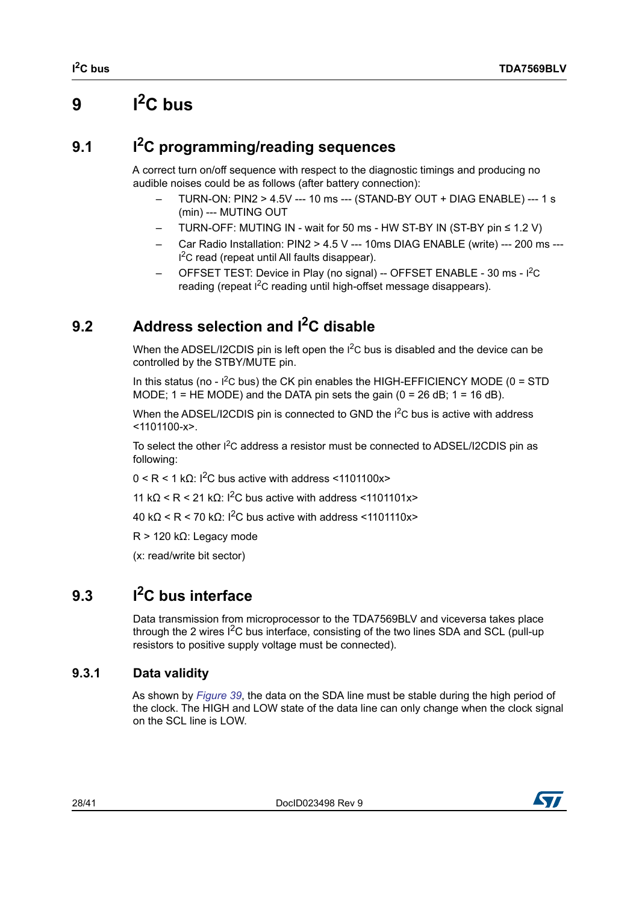# 9 $I^2C$ bus

## 9.1 $I^2C$ programming/reading sequences

A correct turn on/off sequence with respect to the diagnostic timings and producing no audible noises could be as follows (after battery connection):

– TURN-ON: PIN2 > 4.5V --- 10 ms --- (STAND-BY OUT + DIAG ENABLE) --- 1 s (min) --- MUTING OUT
– TURN-OFF: MUTING IN - wait for 50 ms - HW ST-BY IN (ST-BY pin ≤ 1.2 V)
– Car Radio Installation: PIN2 > 4.5 V --- 10ms DIAG ENABLE (write) --- 200 ms --- $I^2C$ read (repeat until All faults disappear).
– OFFSET TEST: Device in Play (no signal) -- OFFSET ENABLE - 30 ms - $I^2C$ reading (repeat $I^2C$ reading until high-offset message disappears).

## 9.2 Address selection and $I^2C$ disable

When the ADSEL/I2CDIS pin is left open the $I^2C$ bus is disabled and the device can be controlled by the STBY/MUTE pin.

In this status (no - $I^2C$ bus) the CK pin enables the HIGH-EFFICIENCY MODE (0 = STD MODE; 1 = HE MODE) and the DATA pin sets the gain (0 = 26 dB; 1 = 16 dB).

When the ADSEL/I2CDIS pin is connected to GND the $I^2C$ bus is active with address <1101100-x>.

To select the other $I^2C$ address a resistor must be connected to ADSEL/I2CDIS pin as following:

0 < R < 1 kΩ: $I^2C$ bus active with address <1101100x>

11 kΩ < R < 21 kΩ: $I^2C$ bus active with address <1101101x>

40 kΩ < R < 70 kΩ: $I^2C$ bus active with address <1101110x>

R > 120 kΩ: Legacy mode

(x: read/write bit sector)

## 9.3 $I^2C$ bus interface

Data transmission from microprocessor to the TDA7569BLV and viceversa takes place through the 2 wires $I^2C$ bus interface, consisting of the two lines SDA and SCL (pull-up resistors to positive supply voltage must be connected).

### 9.3.1 Data validity

As shown by *Figure 39*, the data on the SDA line must be stable during the high period of the clock. The HIGH and LOW state of the data line can only change when the clock signal on the SCL line is LOW.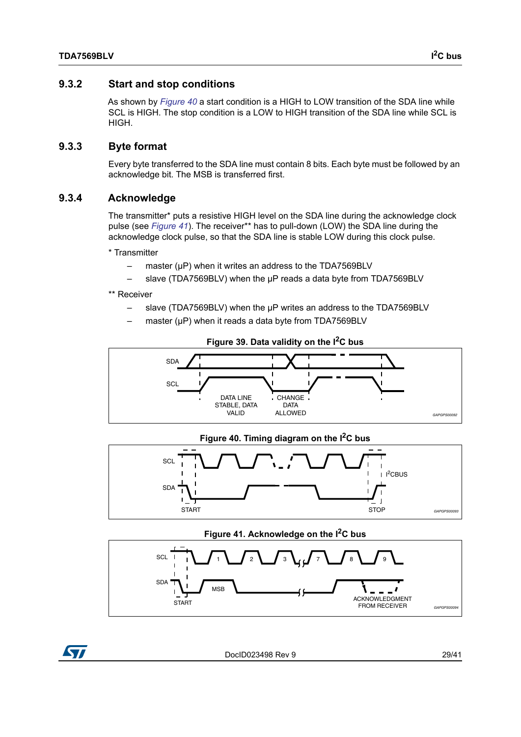### 9.3.2 Start and stop conditions

As shown by *Figure 40* a start condition is a HIGH to LOW transition of the SDA line while SCL is HIGH. The stop condition is a LOW to HIGH transition of the SDA line while SCL is HIGH.

### 9.3.3 Byte format

Every byte transferred to the SDA line must contain 8 bits. Each byte must be followed by an acknowledge bit. The MSB is transferred first.

### 9.3.4 Acknowledge

The transmitter* puts a resistive HIGH level on the SDA line during the acknowledge clock pulse (see *Figure 41*). The receiver** has to pull-down (LOW) the SDA line during the acknowledge clock pulse, so that the SDA line is stable LOW during this clock pulse.

* Transmitter

- master (µP) when it writes an address to the TDA7569BLV
- slave (TDA7569BLV) when the µP reads a data byte from TDA7569BLV

** Receiver

- slave (TDA7569BLV) when the µP writes an address to the TDA7569BLV
- master (µP) when it reads a data byte from TDA7569BLV

**Figure 39. Data validity on the I²C bus**

SDA
SCL
DATA LINE STABLE, DATA VALID
CHANGE DATA ALLOWED
GAPGPS00092

**Figure 40. Timing diagram on the I²C bus**

SCL
SDA
I²CBUS
START
STOP
GAPGPS00093

**Figure 41. Acknowledge on the I²C bus**

SCL
SDA
1 2 3 7 8 9
MSB
START
ACKNOWLEDGMENT FROM RECEIVER
GAPGPS00094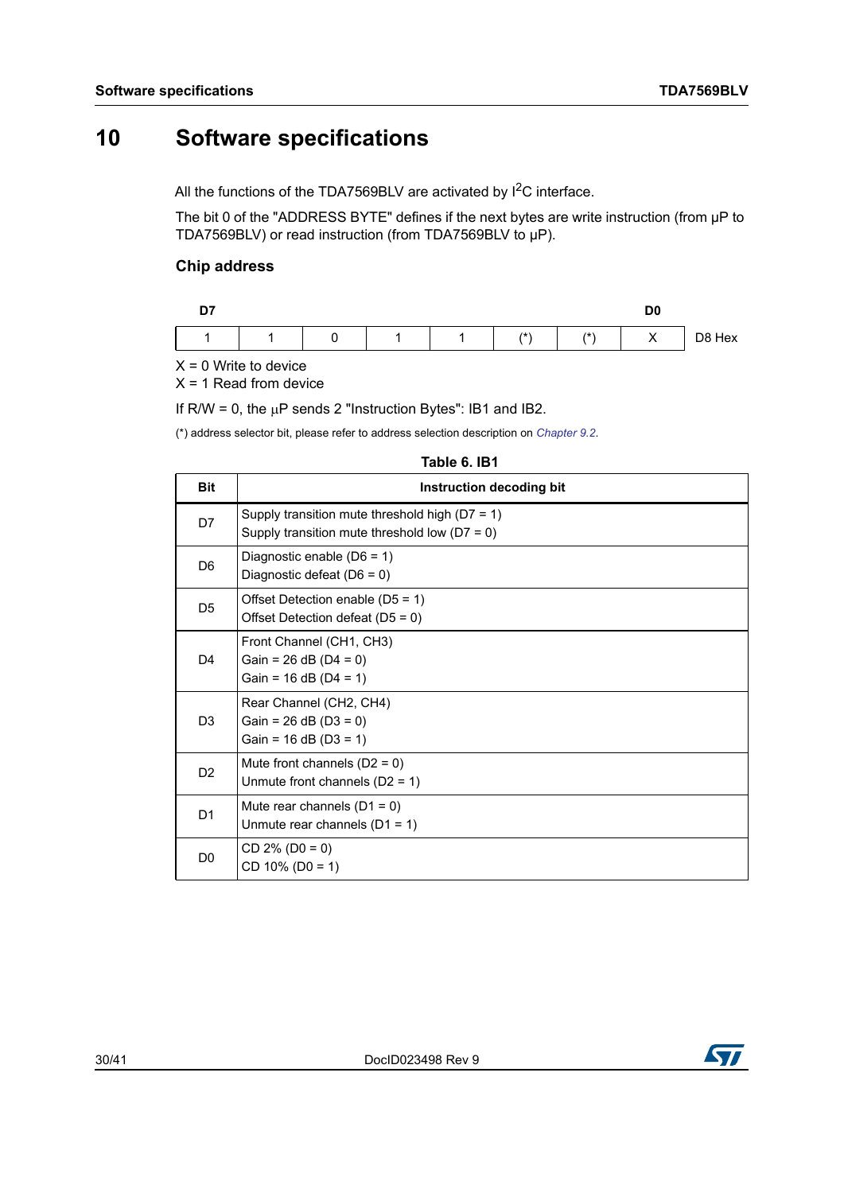# 10 Software specifications

All the functions of the TDA7569BLV are activated by $I^2C$ interface.

The bit 0 of the "ADDRESS BYTE" defines if the next bytes are write instruction (from µP to TDA7569BLV) or read instruction (from TDA7569BLV to µP).

### Chip address

| D7 | | | | | | | D0 | |
|---|---|---|---|---|---|---|---|---|
| 1 | 1 | 0 | 1 | 1 | (*) | (*) | X | D8 Hex |

X = 0 Write to device
X = 1 Read from device

If R/W = 0, the µP sends 2 "Instruction Bytes": IB1 and IB2.

(*) address selector bit, please refer to address selection description on *Chapter 9.2*.

**Table 6. IB1**

| Bit | Instruction decoding bit |
|---|---|
| D7 | Supply transition mute threshold high (D7 = 1)<br>Supply transition mute threshold low (D7 = 0) |
| D6 | Diagnostic enable (D6 = 1)<br>Diagnostic defeat (D6 = 0) |
| D5 | Offset Detection enable (D5 = 1)<br>Offset Detection defeat (D5 = 0) |
| D4 | Front Channel (CH1, CH3)<br>Gain = 26 dB (D4 = 0)<br>Gain = 16 dB (D4 = 1) |
| D3 | Rear Channel (CH2, CH4)<br>Gain = 26 dB (D3 = 0)<br>Gain = 16 dB (D3 = 1) |
| D2 | Mute front channels (D2 = 0)<br>Unmute front channels (D2 = 1) |
| D1 | Mute rear channels (D1 = 0)<br>Unmute rear channels (D1 = 1) |
| D0 | CD 2% (D0 = 0)<br>CD 10% (D0 = 1) |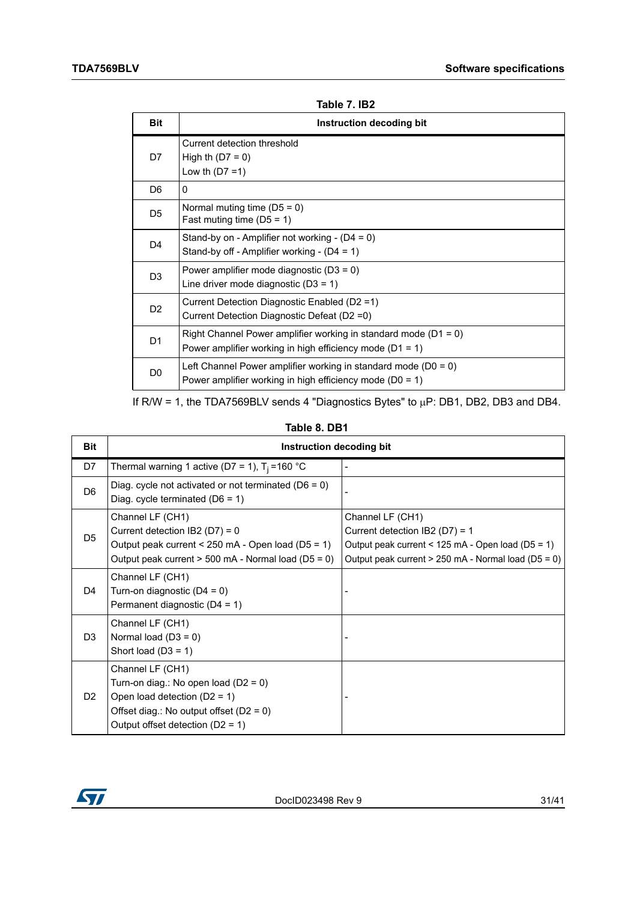Table 7. IB2

| Bit | Instruction decoding bit |
|---|---|
| D7 | Current detection threshold<br>High th (D7 = 0)<br>Low th (D7 =1) |
| D6 | 0 |
| D5 | Normal muting time (D5 = 0)<br>Fast muting time (D5 = 1) |
| D4 | Stand-by on - Amplifier not working - (D4 = 0)<br>Stand-by off - Amplifier working - (D4 = 1) |
| D3 | Power amplifier mode diagnostic (D3 = 0)<br>Line driver mode diagnostic (D3 = 1) |
| D2 | Current Detection Diagnostic Enabled (D2 =1)<br>Current Detection Diagnostic Defeat (D2 =0) |
| D1 | Right Channel Power amplifier working in standard mode (D1 = 0)<br>Power amplifier working in high efficiency mode (D1 = 1) |
| D0 | Left Channel Power amplifier working in standard mode (D0 = 0)<br>Power amplifier working in high efficiency mode (D0 = 1) |

If R/W = 1, the TDA7569BLV sends 4 "Diagnostics Bytes" to μP: DB1, DB2, DB3 and DB4.

Table 8. DB1

| Bit | Instruction decoding bit | |
|---|---|---|
| D7 | Thermal warning 1 active (D7 = 1), $T_j$ =160 °C | - |
| D6 | Diag. cycle not activated or not terminated (D6 = 0)<br>Diag. cycle terminated (D6 = 1) | - |
| D5 | Channel LF (CH1)<br>Current detection IB2 (D7) = 0<br>Output peak current < 250 mA - Open load (D5 = 1)<br>Output peak current > 500 mA - Normal load (D5 = 0) | Channel LF (CH1)<br>Current detection IB2 (D7) = 1<br>Output peak current < 125 mA - Open load (D5 = 1)<br>Output peak current > 250 mA - Normal load (D5 = 0) |
| D4 | Channel LF (CH1)<br>Turn-on diagnostic (D4 = 0)<br>Permanent diagnostic (D4 = 1) | - |
| D3 | Channel LF (CH1)<br>Normal load (D3 = 0)<br>Short load (D3 = 1) | - |
| D2 | Channel LF (CH1)<br>Turn-on diag.: No open load (D2 = 0)<br>Open load detection (D2 = 1)<br>Offset diag.: No output offset (D2 = 0)<br>Output offset detection (D2 = 1) | - |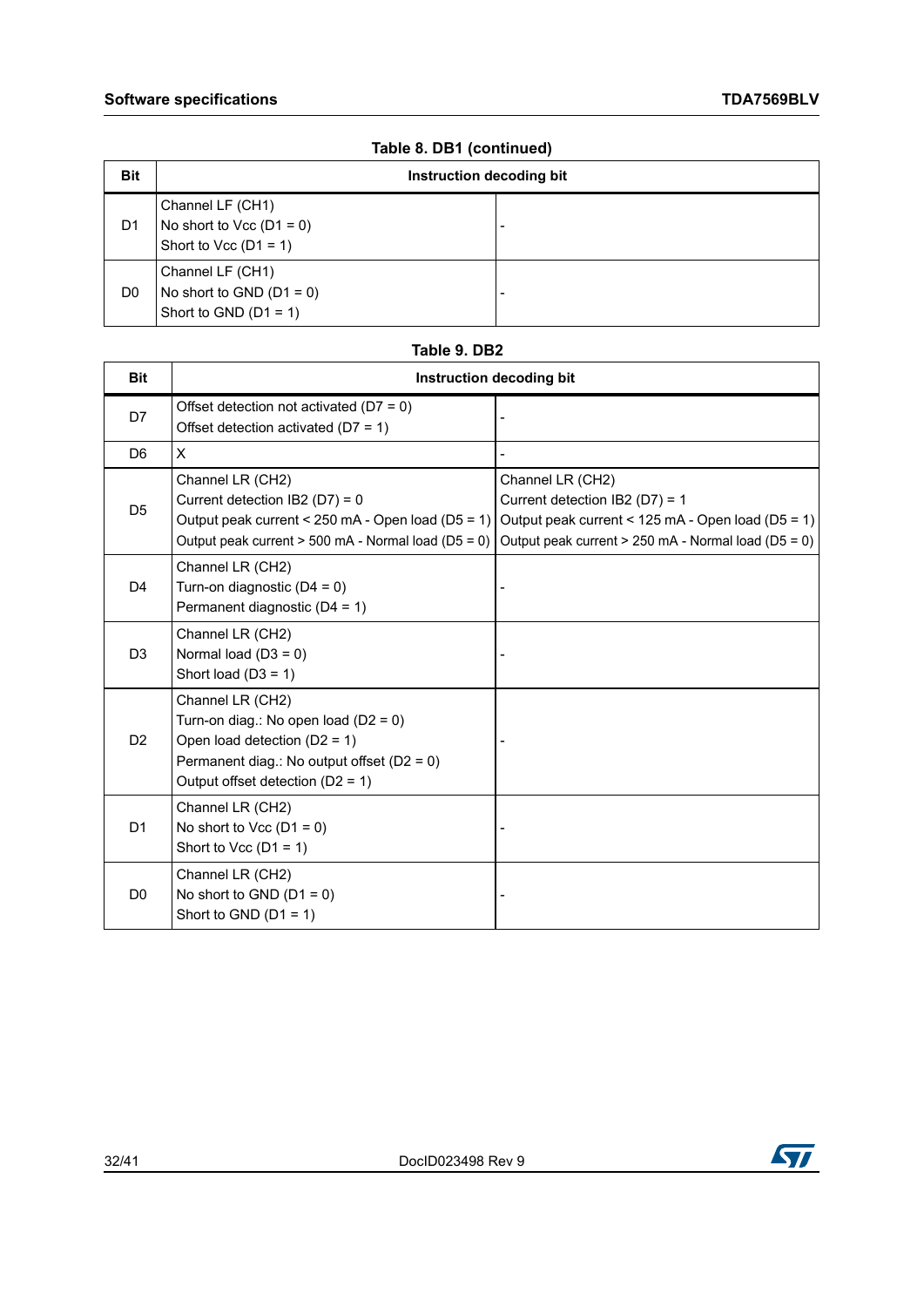**Table 8. DB1 (continued)**

| Bit | Instruction decoding bit | |
|---|---|---|
| D1 | Channel LF (CH1)<br>No short to Vcc (D1 = 0)<br>Short to Vcc (D1 = 1) | - |
| D0 | Channel LF (CH1)<br>No short to GND (D1 = 0)<br>Short to GND (D1 = 1) | - |

**Table 9. DB2**

| Bit | Instruction decoding bit | |
|---|---|---|
| D7 | Offset detection not activated (D7 = 0)<br>Offset detection activated (D7 = 1) | - |
| D6 | X | - |
| D5 | Channel LR (CH2)<br>Current detection IB2 (D7) = 0<br>Output peak current < 250 mA - Open load (D5 = 1)<br>Output peak current > 500 mA - Normal load (D5 = 0) | Channel LR (CH2)<br>Current detection IB2 (D7) = 1<br>Output peak current < 125 mA - Open load (D5 = 1)<br>Output peak current > 250 mA - Normal load (D5 = 0) |
| D4 | Channel LR (CH2)<br>Turn-on diagnostic (D4 = 0)<br>Permanent diagnostic (D4 = 1) | - |
| D3 | Channel LR (CH2)<br>Normal load (D3 = 0)<br>Short load (D3 = 1) | - |
| D2 | Channel LR (CH2)<br>Turn-on diag.: No open load (D2 = 0)<br>Open load detection (D2 = 1)<br>Permanent diag.: No output offset (D2 = 0)<br>Output offset detection (D2 = 1) | - |
| D1 | Channel LR (CH2)<br>No short to Vcc (D1 = 0)<br>Short to Vcc (D1 = 1) | - |
| D0 | Channel LR (CH2)<br>No short to GND (D1 = 0)<br>Short to GND (D1 = 1) | - |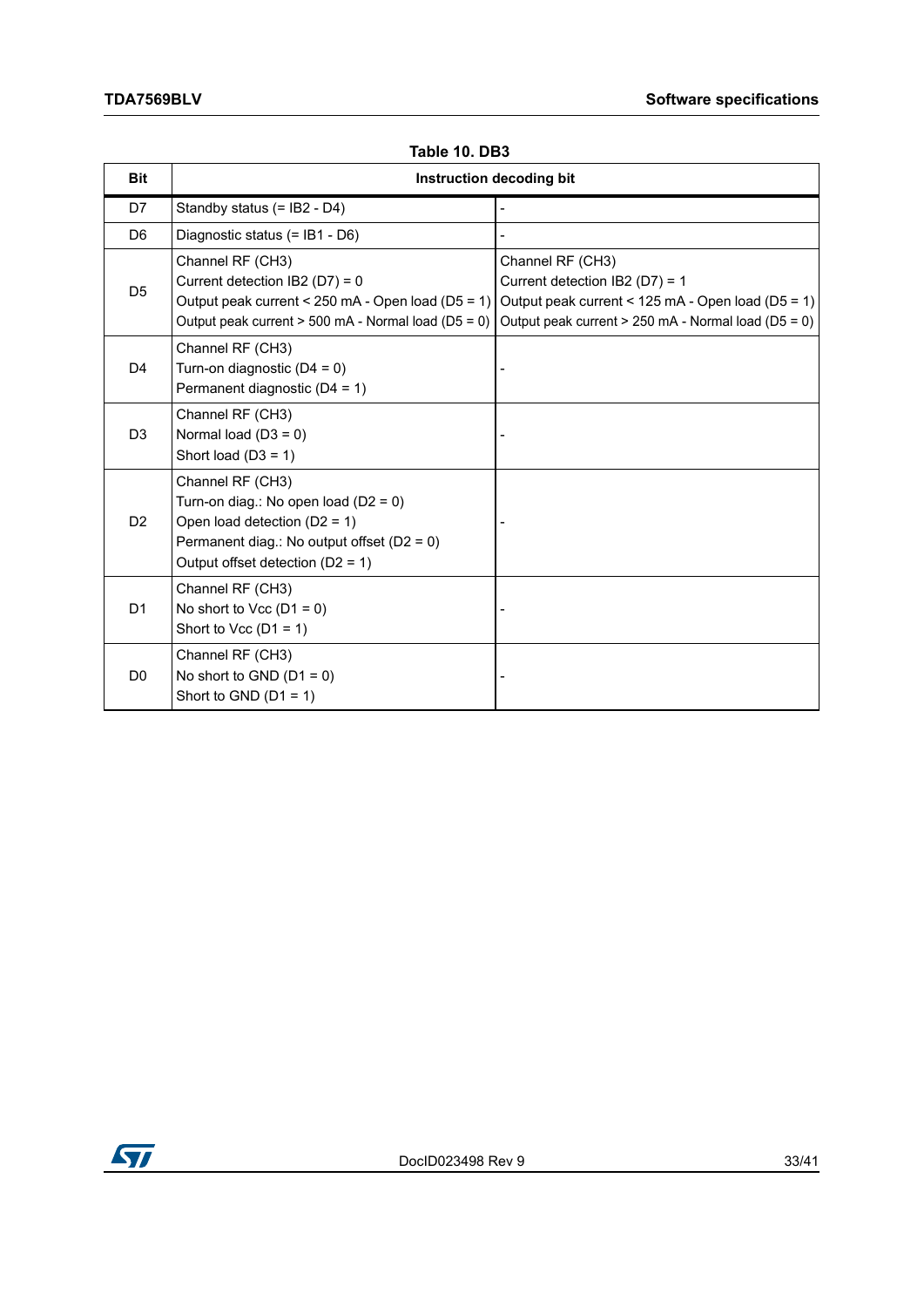Table 10. DB3

| Bit | Instruction decoding bit | |
|---|---|---|
| D7 | Standby status (= IB2 - D4) | - |
| D6 | Diagnostic status (= IB1 - D6) | - |
| D5 | Channel RF (CH3)<br>Current detection IB2 (D7) = 0<br>Output peak current < 250 mA - Open load (D5 = 1)<br>Output peak current > 500 mA - Normal load (D5 = 0) | Channel RF (CH3)<br>Current detection IB2 (D7) = 1<br>Output peak current < 125 mA - Open load (D5 = 1)<br>Output peak current > 250 mA - Normal load (D5 = 0) |
| D4 | Channel RF (CH3)<br>Turn-on diagnostic (D4 = 0)<br>Permanent diagnostic (D4 = 1) | - |
| D3 | Channel RF (CH3)<br>Normal load (D3 = 0)<br>Short load (D3 = 1) | - |
| D2 | Channel RF (CH3)<br>Turn-on diag.: No open load (D2 = 0)<br>Open load detection (D2 = 1)<br>Permanent diag.: No output offset (D2 = 0)<br>Output offset detection (D2 = 1) | - |
| D1 | Channel RF (CH3)<br>No short to Vcc (D1 = 0)<br>Short to Vcc (D1 = 1) | - |
| D0 | Channel RF (CH3)<br>No short to GND (D1 = 0)<br>Short to GND (D1 = 1) | - |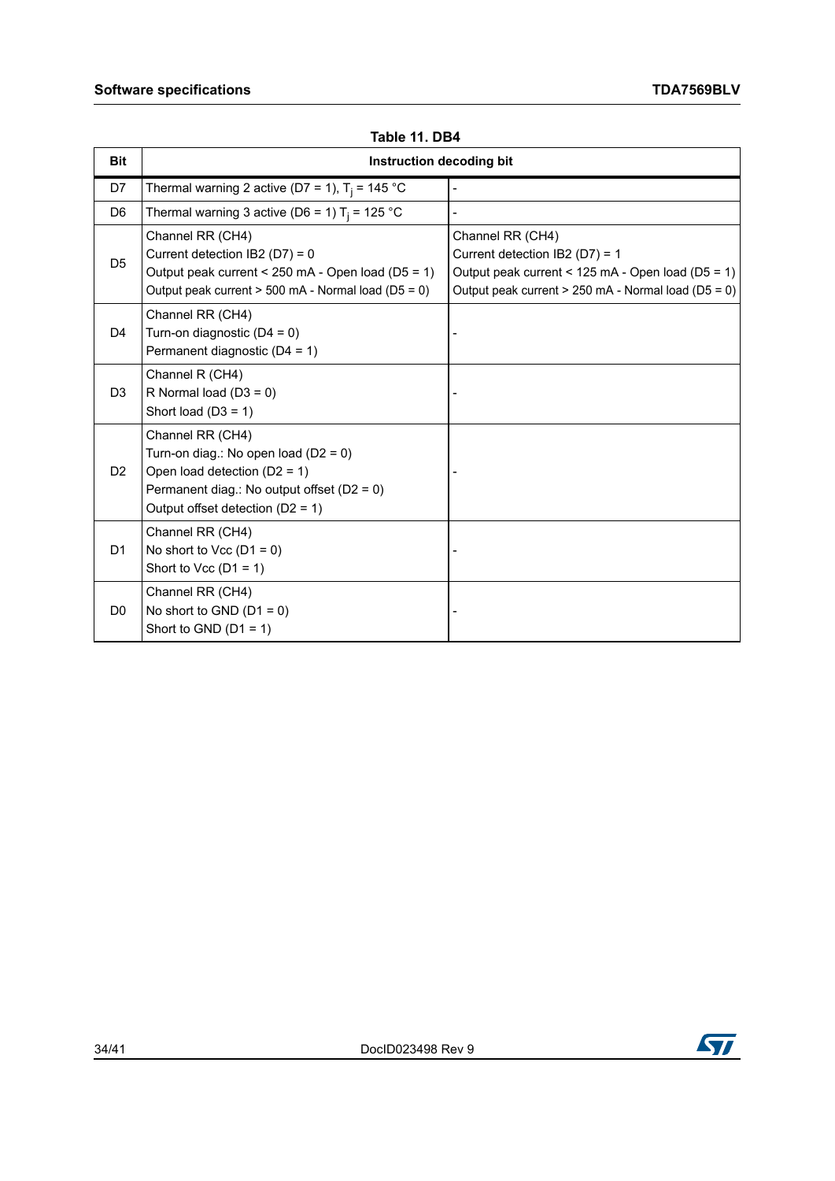Table 11. DB4

| Bit | Instruction decoding bit | |
|---|---|---|
| D7 | Thermal warning 2 active (D7 = 1), $T_j$ = 145 °C | - |
| D6 | Thermal warning 3 active (D6 = 1) $T_j$ = 125 °C | - |
| D5 | Channel RR (CH4)<br>Current detection IB2 (D7) = 0<br>Output peak current < 250 mA - Open load (D5 = 1)<br>Output peak current > 500 mA - Normal load (D5 = 0) | Channel RR (CH4)<br>Current detection IB2 (D7) = 1<br>Output peak current < 125 mA - Open load (D5 = 1)<br>Output peak current > 250 mA - Normal load (D5 = 0) |
| D4 | Channel RR (CH4)<br>Turn-on diagnostic (D4 = 0)<br>Permanent diagnostic (D4 = 1) | - |
| D3 | Channel R (CH4)<br>R Normal load (D3 = 0)<br>Short load (D3 = 1) | - |
| D2 | Channel RR (CH4)<br>Turn-on diag.: No open load (D2 = 0)<br>Open load detection (D2 = 1)<br>Permanent diag.: No output offset (D2 = 0)<br>Output offset detection (D2 = 1) | - |
| D1 | Channel RR (CH4)<br>No short to Vcc (D1 = 0)<br>Short to Vcc (D1 = 1) | - |
| D0 | Channel RR (CH4)<br>No short to GND (D1 = 0)<br>Short to GND (D1 = 1) | - |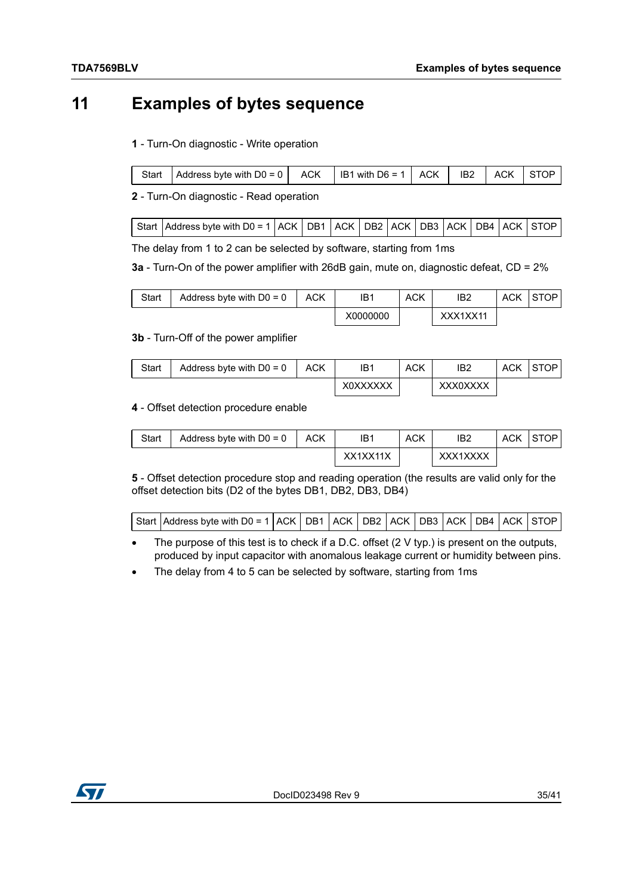# 11 Examples of bytes sequence

**1** - Turn-On diagnostic - Write operation

| Start | Address byte with D0 = 0 | ACK | IB1 with D6 = 1 | ACK | IB2 | ACK | STOP |
|---|---|---|---|---|---|---|---|

**2** - Turn-On diagnostic - Read operation

| Start | Address byte with D0 = 1 | ACK | DB1 | ACK | DB2 | ACK | DB3 | ACK | DB4 | ACK | STOP |
|---|---|---|---|---|---|---|---|---|---|---|---|

The delay from 1 to 2 can be selected by software, starting from 1ms

**3a** - Turn-On of the power amplifier with 26dB gain, mute on, diagnostic defeat, CD = 2%

| Start | Address byte with D0 = 0 | ACK | IB1 | ACK | IB2 | ACK | STOP |
|---|---|---|---|---|---|---|---|
| | | | X0000000 | | XXX1XX11 | | |

**3b** - Turn-Off of the power amplifier

| Start | Address byte with D0 = 0 | ACK | IB1 | ACK | IB2 | ACK | STOP |
|---|---|---|---|---|---|---|---|
| | | | X0XXXXXX | | XXX0XXXX | | |

**4** - Offset detection procedure enable

| Start | Address byte with D0 = 0 | ACK | IB1 | ACK | IB2 | ACK | STOP |
|---|---|---|---|---|---|---|---|
| | | | XX1XX11X | | XXX1XXXX | | |

**5** - Offset detection procedure stop and reading operation (the results are valid only for the offset detection bits (D2 of the bytes DB1, DB2, DB3, DB4)

| Start | Address byte with D0 = 1 | ACK | DB1 | ACK | DB2 | ACK | DB3 | ACK | DB4 | ACK | STOP |
|---|---|---|---|---|---|---|---|---|---|---|---|

- The purpose of this test is to check if a D.C. offset (2 V typ.) is present on the outputs, produced by input capacitor with anomalous leakage current or humidity between pins.
- The delay from 4 to 5 can be selected by software, starting from 1ms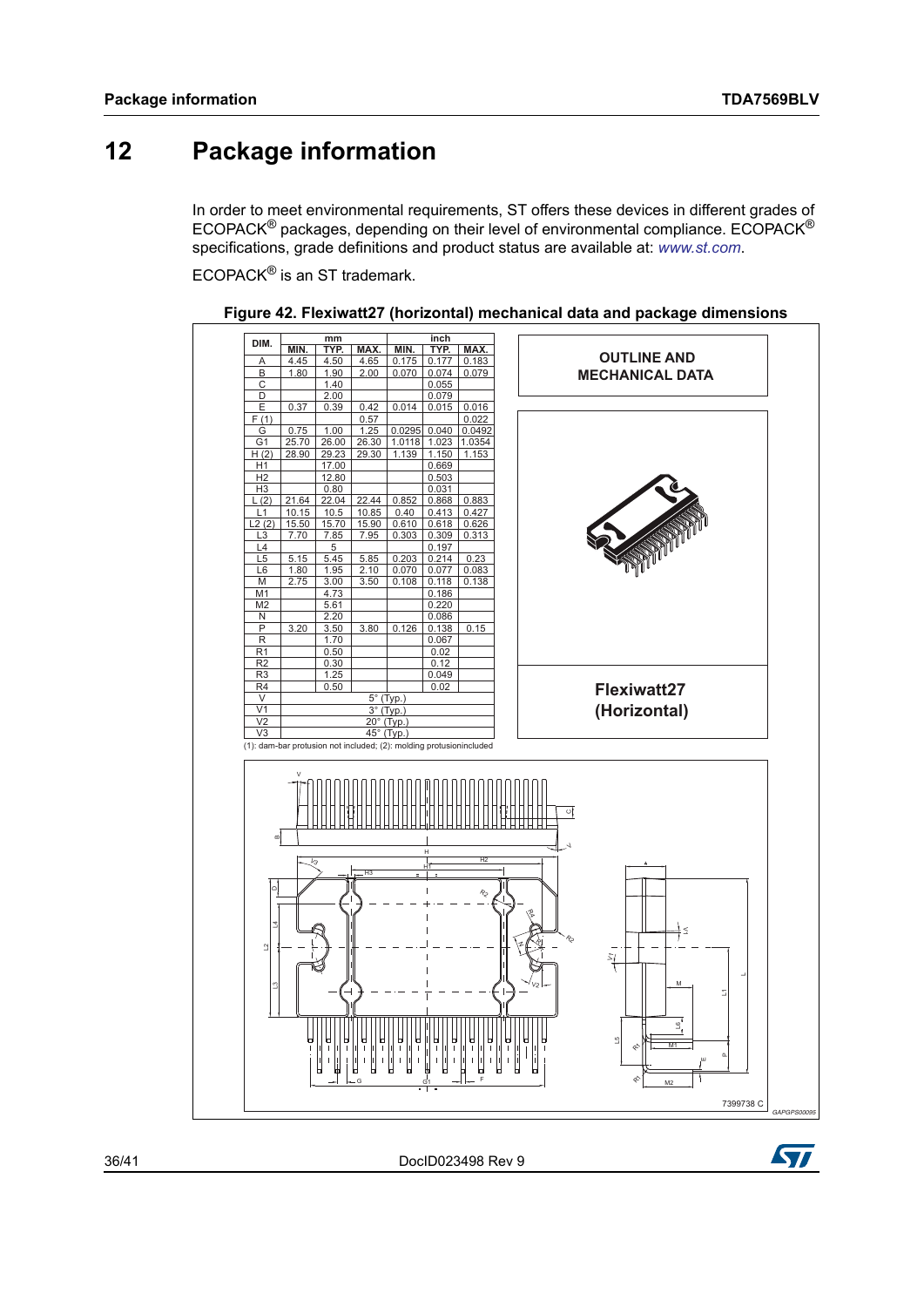# 12 Package information

In order to meet environmental requirements, ST offers these devices in different grades of ECOPACK® packages, depending on their level of environmental compliance. ECOPACK® specifications, grade definitions and product status are available at: *www.st.com*.

ECOPACK® is an ST trademark.

**Figure 42. Flexiwatt27 (horizontal) mechanical data and package dimensions**

| DIM. | mm | | | inch | | |
|---|---|---|---|---|---|---|
| | MIN. | TYP. | MAX. | MIN. | TYP. | MAX. |
| A | 4.45 | 4.50 | 4.65 | 0.175 | 0.177 | 0.183 |
| B | 1.80 | 1.90 | 2.00 | 0.070 | 0.074 | 0.079 |
| C | | 1.40 | | | 0.055 | |
| D | | 2.00 | | | 0.079 | |
| E | 0.37 | 0.39 | 0.42 | 0.014 | 0.015 | 0.016 |
| F (1) | | | 0.57 | | | 0.022 |
| G | 0.75 | 1.00 | 1.25 | 0.0295 | 0.040 | 0.0492 |
| G1 | 25.70 | 26.00 | 26.30 | 1.0118 | 1.023 | 1.0354 |
| H (2) | 28.90 | 29.23 | 29.30 | 1.139 | 1.150 | 1.153 |
| H1 | | 17.00 | | | 0.669 | |
| H2 | | 12.80 | | | 0.503 | |
| H3 | | 0.80 | | | 0.031 | |
| L (2) | 21.64 | 22.04 | 22.44 | 0.852 | 0.868 | 0.883 |
| L1 | 10.15 | 10.5 | 10.85 | 0.40 | 0.413 | 0.427 |
| L2 (2) | 15.50 | 15.70 | 15.90 | 0.610 | 0.618 | 0.626 |
| L3 | 7.70 | 7.85 | 7.95 | 0.303 | 0.309 | 0.313 |
| L4 | | 5 | | | 0.197 | |
| L5 | 5.15 | 5.45 | 5.85 | 0.203 | 0.214 | 0.23 |
| L6 | 1.80 | 1.95 | 2.10 | 0.070 | 0.077 | 0.083 |
| M | 2.75 | 3.00 | 3.50 | 0.108 | 0.118 | 0.138 |
| M1 | | 4.73 | | | 0.186 | |
| M2 | | 5.61 | | | 0.220 | |
| N | | 2.20 | | | 0.086 | |
| P | 3.20 | 3.50 | 3.80 | 0.126 | 0.138 | 0.15 |
| R | | 1.70 | | | 0.067 | |
| R1 | | 0.50 | | | 0.02 | |
| R2 | | 0.30 | | | 0.12 | |
| R3 | | 1.25 | | | 0.049 | |
| R4 | | 0.50 | | | 0.02 | |
| V | 5° (Typ.) | | | | | |
| V1 | 3° (Typ.) | | | | | |
| V2 | 20° (Typ.) | | | | | |
| V3 | 45° (Typ.) | | | | | |

(1): dam-bar protusion not included; (2): molding protusionincluded

OUTLINE AND MECHANICAL DATA

Flexiwatt27 (Horizontal)

7399738 C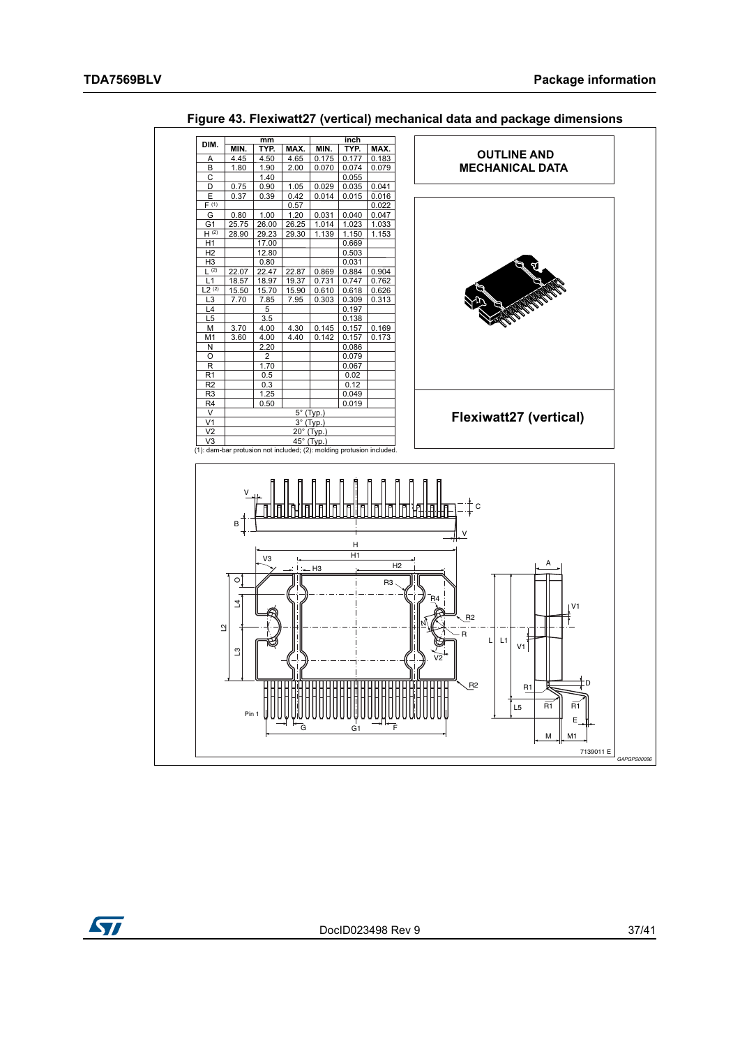**Figure 43. Flexiwatt27 (vertical) mechanical data and package dimensions**

| DIM. | mm | | | inch | | |
|---|---|---|---|---|---|---|
| | MIN. | TYP. | MAX. | MIN. | TYP. | MAX. |
| A | 4.45 | 4.50 | 4.65 | 0.175 | 0.177 | 0.183 |
| B | 1.80 | 1.90 | 2.00 | 0.070 | 0.074 | 0.079 |
| C | | 1.40 | | | 0.055 | |
| D | 0.75 | 0.90 | 1.05 | 0.029 | 0.035 | 0.041 |
| E | 0.37 | 0.39 | 0.42 | 0.014 | 0.015 | 0.016 |
| F (1) | | | 0.57 | | | 0.022 |
| G | 0.80 | 1.00 | 1.20 | 0.031 | 0.040 | 0.047 |
| G1 | 25.75 | 26.00 | 26.25 | 1.014 | 1.023 | 1.033 |
| H (2) | 28.90 | 29.23 | 29.30 | 1.139 | 1.150 | 1.153 |
| H1 | | 17.00 | | | 0.669 | |
| H2 | | 12.80 | | | 0.503 | |
| H3 | | 0.80 | | | 0.031 | |
| L (2) | 22.07 | 22.47 | 22.87 | 0.869 | 0.884 | 0.904 |
| L1 | 18.57 | 18.97 | 19.37 | 0.731 | 0.747 | 0.762 |
| L2 (2) | 15.50 | 15.70 | 15.90 | 0.610 | 0.618 | 0.626 |
| L3 | 7.70 | 7.85 | 7.95 | 0.303 | 0.309 | 0.313 |
| L4 | | 5 | | | 0.197 | |
| L5 | | 3.5 | | | 0.138 | |
| M | 3.70 | 4.00 | 4.30 | 0.145 | 0.157 | 0.169 |
| M1 | 3.60 | 4.00 | 4.40 | 0.142 | 0.157 | 0.173 |
| N | | 2.20 | | | 0.086 | |
| O | | 2 | | | 0.079 | |
| R | | 1.70 | | | 0.067 | |
| R1 | | 0.5 | | | 0.02 | |
| R2 | | 0.3 | | | 0.12 | |
| R3 | | 1.25 | | | 0.049 | |
| R4 | | 0.50 | | | 0.019 | |
| V | 5° (Typ.) | | | | | |
| V1 | 3° (Typ.) | | | | | |
| V2 | 20° (Typ.) | | | | | |
| V3 | 45° (Typ.) | | | | | |

(1): dam-bar protusion not included; (2): molding protusion included.

**OUTLINE AND MECHANICAL DATA**

**Flexiwatt27 (vertical)**

7139011 E

GAPGPS00096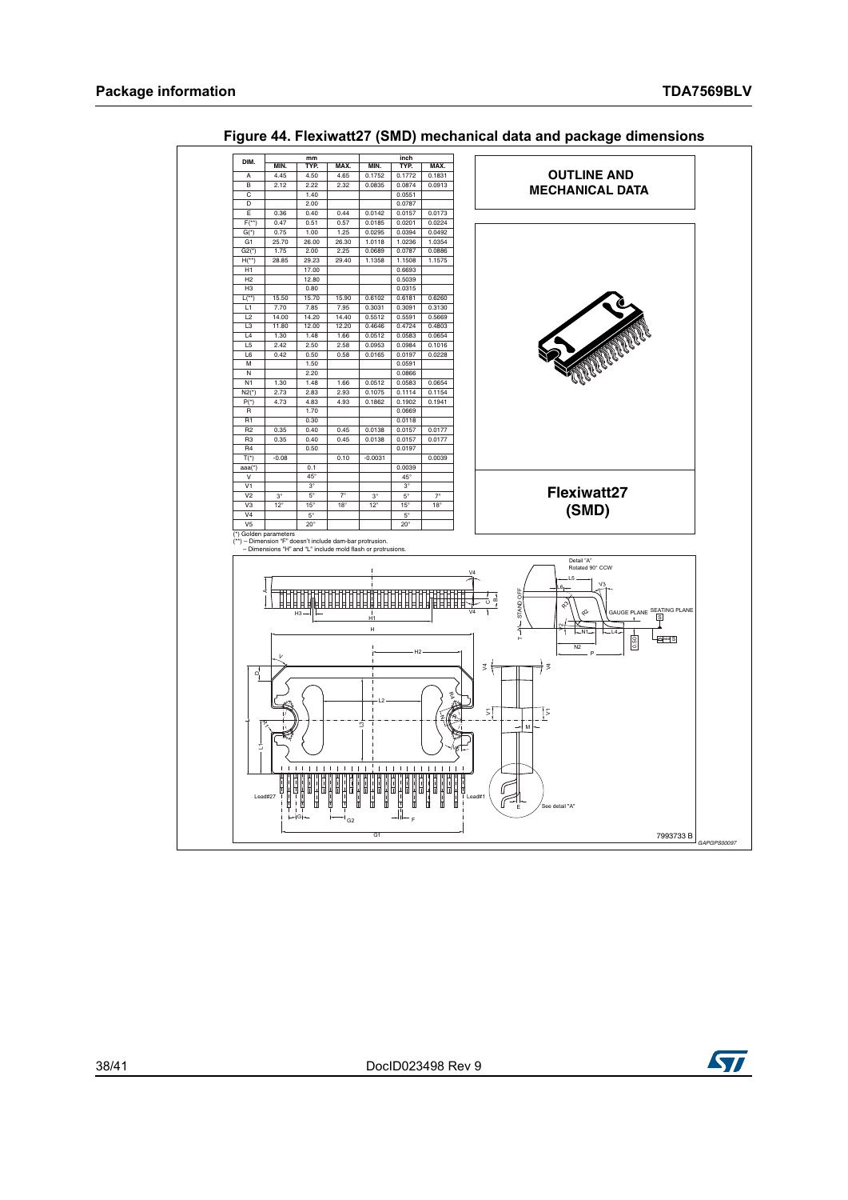**Figure 44. Flexiwatt27 (SMD) mechanical data and package dimensions**

| DIM. | mm | | | inch | | |
|---|---|---|---|---|---|---|
| | MIN. | TYP. | MAX. | MIN. | TYP. | MAX. |
| A | 4.45 | 4.50 | 4.65 | 0.1752 | 0.1772 | 0.1831 |
| B | 2.12 | 2.22 | 2.32 | 0.0835 | 0.0874 | 0.0913 |
| C | | 1.40 | | | 0.0551 | |
| D | | 2.00 | | | 0.0787 | |
| E | 0.36 | 0.40 | 0.44 | 0.0142 | 0.0157 | 0.0173 |
| F(**) | 0.47 | 0.51 | 0.57 | 0.0185 | 0.0201 | 0.0224 |
| G(*) | 0.75 | 1.00 | 1.25 | 0.0295 | 0.0394 | 0.0492 |
| G1 | 25.70 | 26.00 | 26.30 | 1.0118 | 1.0236 | 1.0354 |
| G2(*) | 1.75 | 2.00 | 2.25 | 0.0689 | 0.0787 | 0.0886 |
| H(**) | 28.85 | 29.23 | 29.40 | 1.1358 | 1.1508 | 1.1575 |
| H1 | | 17.00 | | | 0.6693 | |
| H2 | | 12.80 | | | 0.5039 | |
| H3 | | 0.80 | | | 0.0315 | |
| L(**) | 15.50 | 15.70 | 15.90 | 0.6102 | 0.6181 | 0.6260 |
| L1 | 7.70 | 7.85 | 7.95 | 0.3031 | 0.3091 | 0.3130 |
| L2 | 14.00 | 14.20 | 14.40 | 0.5512 | 0.5591 | 0.5669 |
| L3 | 11.80 | 12.00 | 12.20 | 0.4646 | 0.4724 | 0.4803 |
| L4 | 1.30 | 1.48 | 1.66 | 0.0512 | 0.0583 | 0.0654 |
| L5 | 2.42 | 2.50 | 2.58 | 0.0953 | 0.0984 | 0.1016 |
| L6 | 0.42 | 0.50 | 0.58 | 0.0165 | 0.0197 | 0.0228 |
| M | | 1.50 | | | 0.0591 | |
| N | | 2.20 | | | 0.0866 | |
| N1 | 1.30 | 1.48 | 1.66 | 0.0512 | 0.0583 | 0.0654 |
| N2(*) | 2.73 | 2.83 | 2.93 | 0.1075 | 0.1114 | 0.1154 |
| P(*) | 4.73 | 4.83 | 4.93 | 0.1862 | 0.1902 | 0.1941 |
| R | | 1.70 | | | 0.0669 | |
| R1 | | 0.30 | | | 0.0118 | |
| R2 | 0.35 | 0.40 | 0.45 | 0.0138 | 0.0157 | 0.0177 |
| R3 | 0.35 | 0.40 | 0.45 | 0.0138 | 0.0157 | 0.0177 |
| R4 | | 0.50 | | | 0.0197 | |
| T(*) | -0.08 | | 0.10 | -0.0031 | | 0.0039 |
| aaa(*) | | 0.1 | | | 0.0039 | |
| V | | 45° | | | 45° | |
| V1 | | 3° | | | 3° | |
| V2 | 3° | 5° | 7° | 3° | 5° | 7° |
| V3 | 12° | 15° | 18° | 12° | 15° | 18° |
| V4 | | 5° | | | 5° | |
| V5 | | 20° | | | 20° | |

(*) Golden parameters
(**) – Dimension "F" doesn't include dam-bar protrusion.
– Dimensions "H" and "L" include mold flash or protrusions.

**OUTLINE AND MECHANICAL DATA**

**Flexiwatt27 (SMD)**

7993733 B

GAPGPS00097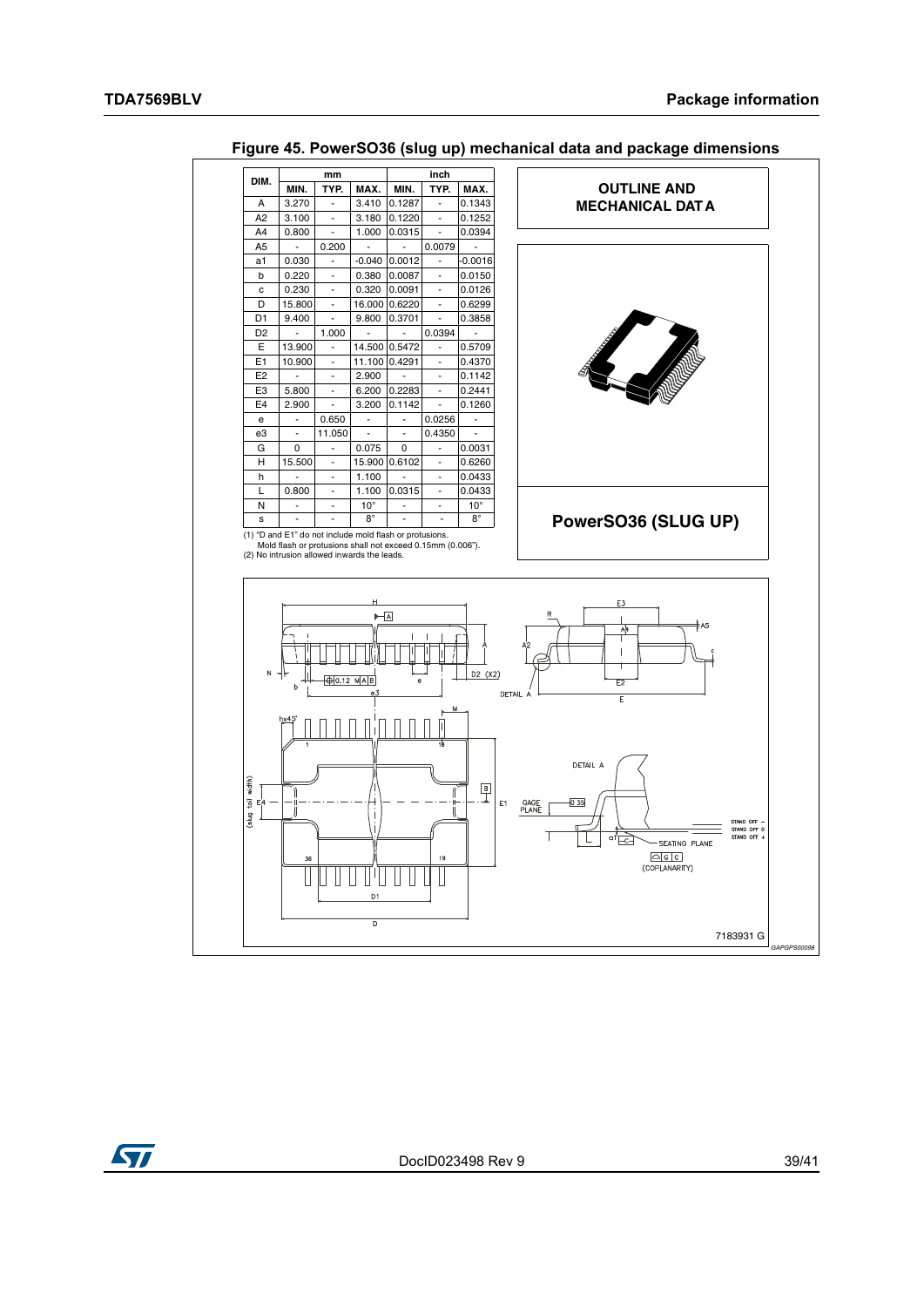**Figure 45. PowerSO36 (slug up) mechanical data and package dimensions**

| DIM. | mm | | | inch | | |
|---|---|---|---|---|---|---|
| | MIN. | TYP. | MAX. | MIN. | TYP. | MAX. |
| A | 3.270 | - | 3.410 | 0.1287 | - | 0.1343 |
| A2 | 3.100 | - | 3.180 | 0.1220 | - | 0.1252 |
| A4 | 0.800 | - | 1.000 | 0.0315 | - | 0.0394 |
| A5 | - | 0.200 | - | - | 0.0079 | - |
| a1 | 0.030 | - | -0.040 | 0.0012 | - | -0.0016 |
| b | 0.220 | - | 0.380 | 0.0087 | - | 0.0150 |
| c | 0.230 | - | 0.320 | 0.0091 | - | 0.0126 |
| D | 15.800 | - | 16.000 | 0.6220 | - | 0.6299 |
| D1 | 9.400 | - | 9.800 | 0.3701 | - | 0.3858 |
| D2 | - | 1.000 | - | - | 0.0394 | - |
| E | 13.900 | - | 14.500 | 0.5472 | - | 0.5709 |
| E1 | 10.900 | - | 11.100 | 0.4291 | - | 0.4370 |
| E2 | - | - | 2.900 | - | - | 0.1142 |
| E3 | 5.800 | - | 6.200 | 0.2283 | - | 0.2441 |
| E4 | 2.900 | - | 3.200 | 0.1142 | - | 0.1260 |
| e | - | 0.650 | - | - | 0.0256 | - |
| e3 | - | 11.050 | - | - | 0.4350 | - |
| G | 0 | - | 0.075 | 0 | - | 0.0031 |
| H | 15.500 | - | 15.900 | 0.6102 | - | 0.6260 |
| h | - | - | 1.100 | - | - | 0.0433 |
| L | 0.800 | - | 1.100 | 0.0315 | - | 0.0433 |
| N | - | - | 10° | - | - | 10° |
| s | - | - | 8° | - | - | 8° |

(1) "D and E1" do not include mold flash or protusions.
Mold flash or protusions shall not exceed 0.15mm (0.006").
(2) No intrusion allowed inwards the leads.

**OUTLINE AND MECHANICAL DATA**

**PowerSO36 (SLUG UP)**

7183931 G

GAPGPS00098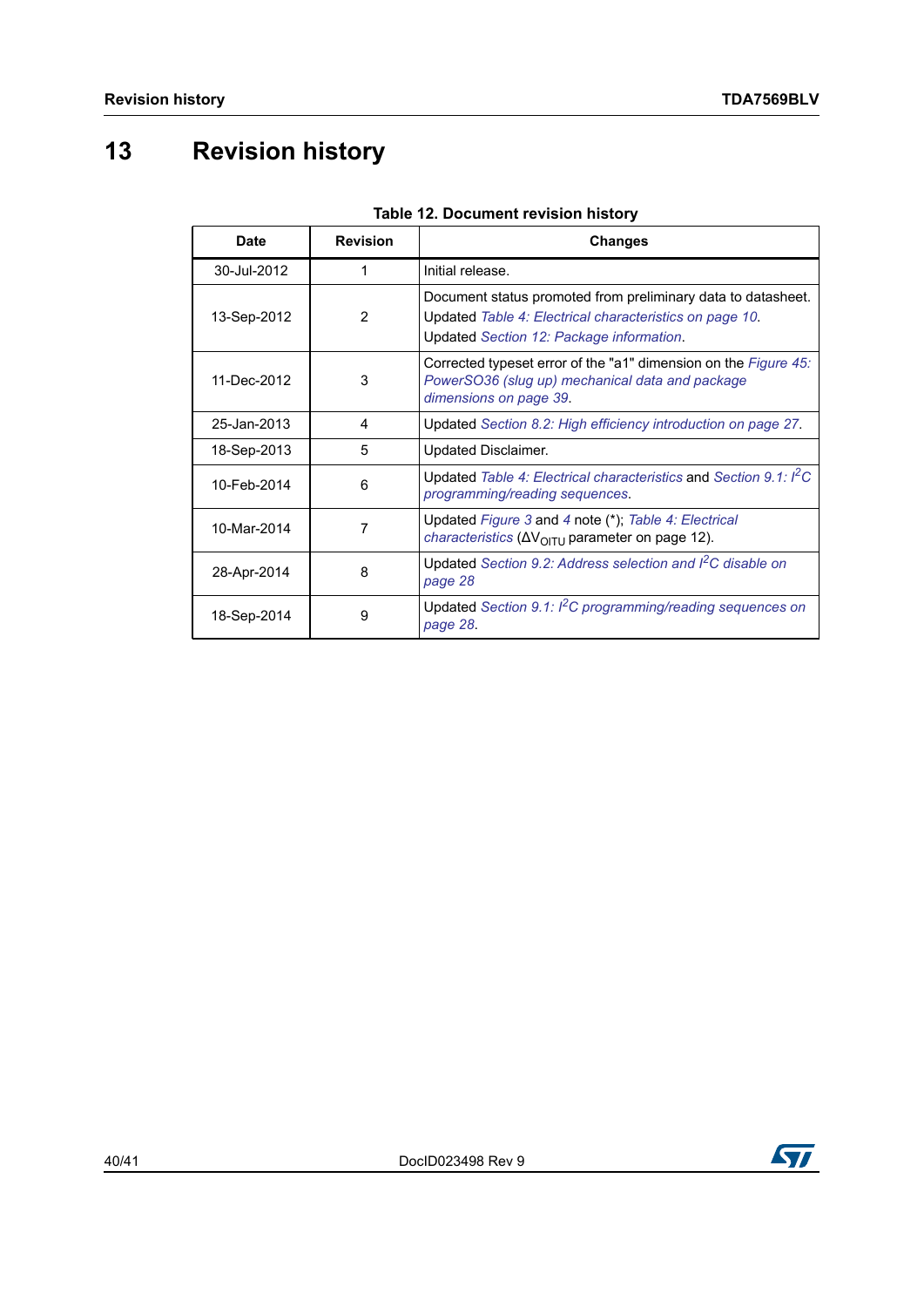# 13 Revision history

**Table 12. Document revision history**

| Date | Revision | Changes |
|---|---|---|
| 30-Jul-2012 | 1 | Initial release. |
| 13-Sep-2012 | 2 | Document status promoted from preliminary data to datasheet. Updated *Table 4: Electrical characteristics on page 10*. Updated *Section 12: Package information*. |
| 11-Dec-2012 | 3 | Corrected typeset error of the "a1" dimension on the *Figure 45: PowerSO36 (slug up) mechanical data and package dimensions on page 39*. |
| 25-Jan-2013 | 4 | Updated *Section 8.2: High efficiency introduction on page 27*. |
| 18-Sep-2013 | 5 | Updated Disclaimer. |
| 10-Feb-2014 | 6 | Updated *Table 4: Electrical characteristics* and *Section 9.1: $I^2C$ programming/reading sequences*. |
| 10-Mar-2014 | 7 | Updated *Figure 3* and *4* note (*); *Table 4: Electrical characteristics* ($\Delta V_{OITU}$ parameter on page 12). |
| 28-Apr-2014 | 8 | Updated *Section 9.2: Address selection and $I^2C$ disable on page 28* |
| 18-Sep-2014 | 9 | Updated *Section 9.1: $I^2C$ programming/reading sequences on page 28*. |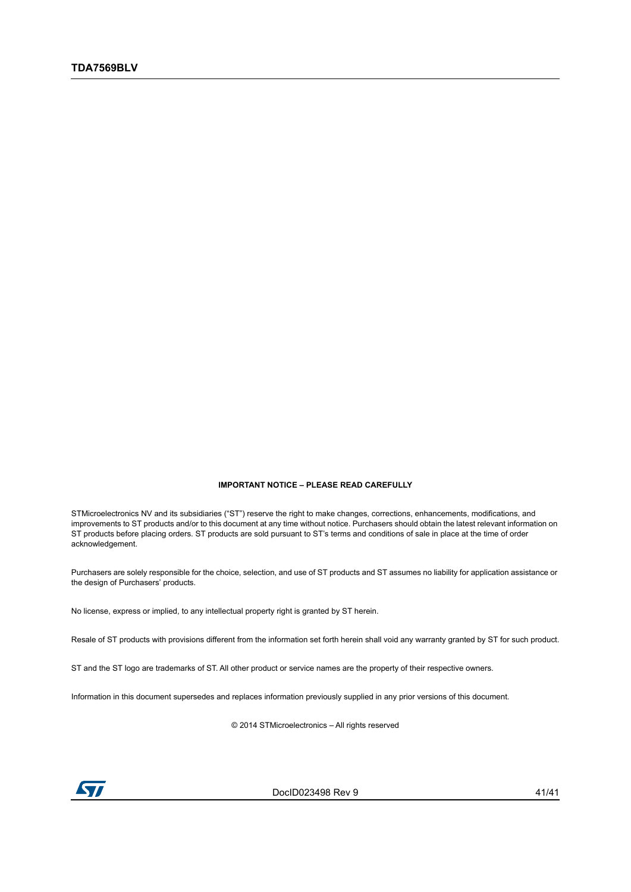**IMPORTANT NOTICE – PLEASE READ CAREFULLY**

STMicroelectronics NV and its subsidiaries (“ST”) reserve the right to make changes, corrections, enhancements, modifications, and improvements to ST products and/or to this document at any time without notice. Purchasers should obtain the latest relevant information on ST products before placing orders. ST products are sold pursuant to ST’s terms and conditions of sale in place at the time of order acknowledgement.

Purchasers are solely responsible for the choice, selection, and use of ST products and ST assumes no liability for application assistance or the design of Purchasers’ products.

No license, express or implied, to any intellectual property right is granted by ST herein.

Resale of ST products with provisions different from the information set forth herein shall void any warranty granted by ST for such product.

ST and the ST logo are trademarks of ST. All other product or service names are the property of their respective owners.

Information in this document supersedes and replaces information previously supplied in any prior versions of this document.

© 2014 STMicroelectronics – All rights reserved